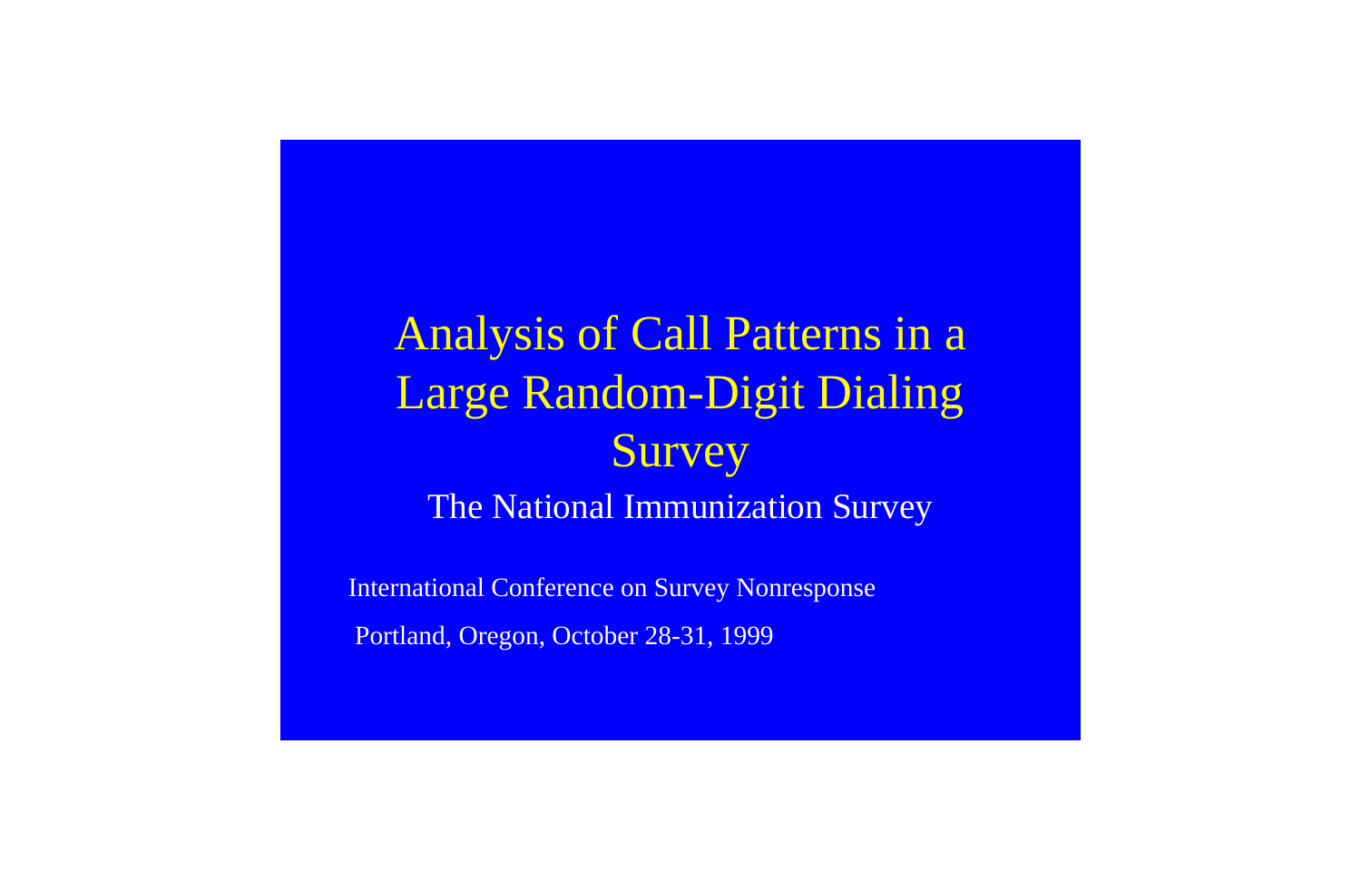# Analysis of Call Patterns in a Large Random-Digit Dialing Survey

## The National Immunization Survey

International Conference on Survey Nonresponse

Portland, Oregon, October 28-31, 1999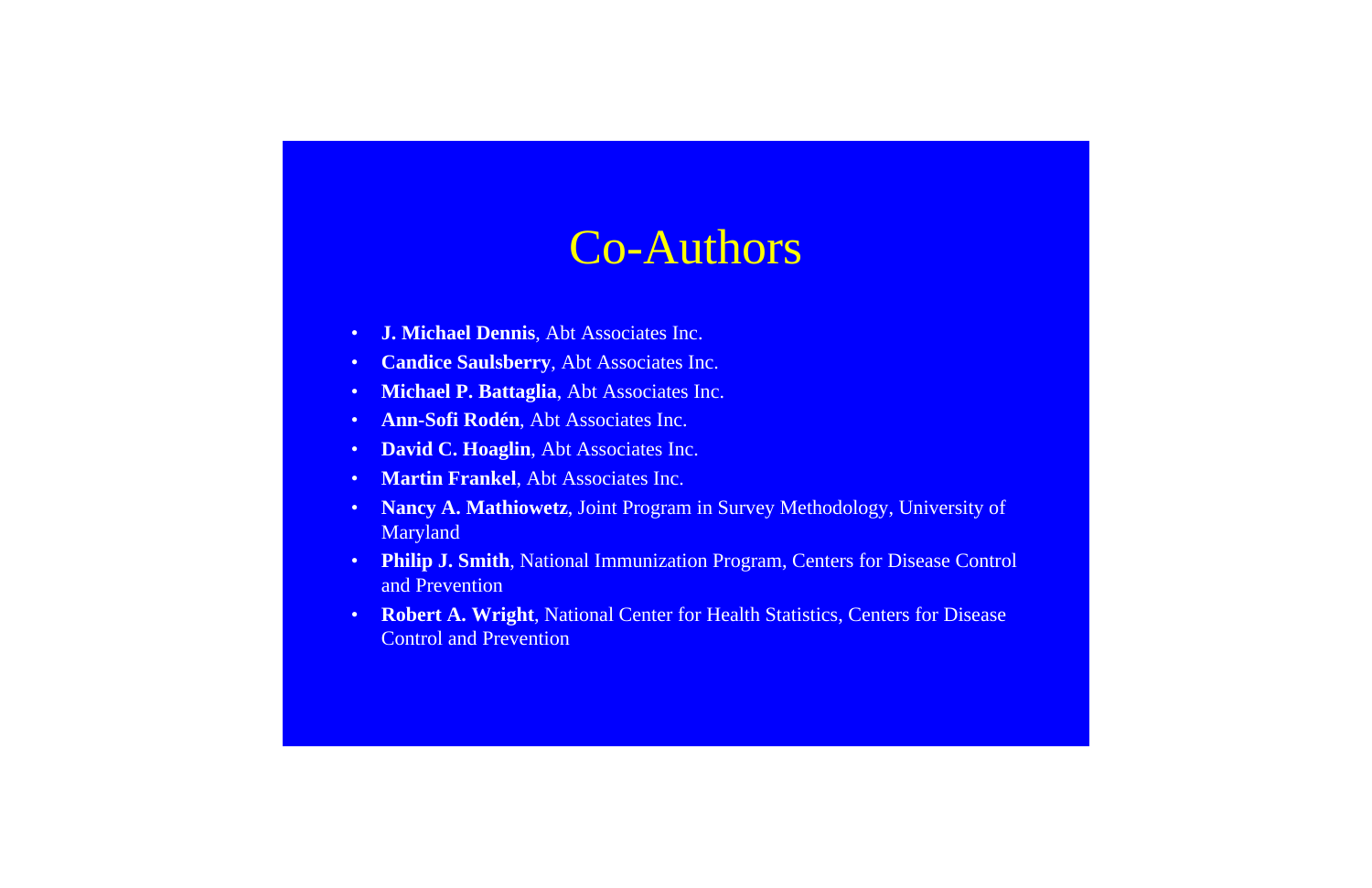# Co-Authors

- **J. Michael Dennis**, Abt Associates Inc.
- **Candice Saulsberry**, Abt Associates Inc.
- **Michael P. Battaglia**, Abt Associates Inc.
- **Ann-Sofi Rodén**, Abt Associates Inc.
- **David C. Hoaglin**, Abt Associates Inc.
- **Martin Frankel**, Abt Associates Inc.
- **Nancy A. Mathiowetz**, Joint Program in Survey Methodology, University of Maryland
- **Philip J. Smith**, National Immunization Program, Centers for Disease Control and Prevention
- **Robert A. Wright**, National Center for Health Statistics, Centers for Disease Control and Prevention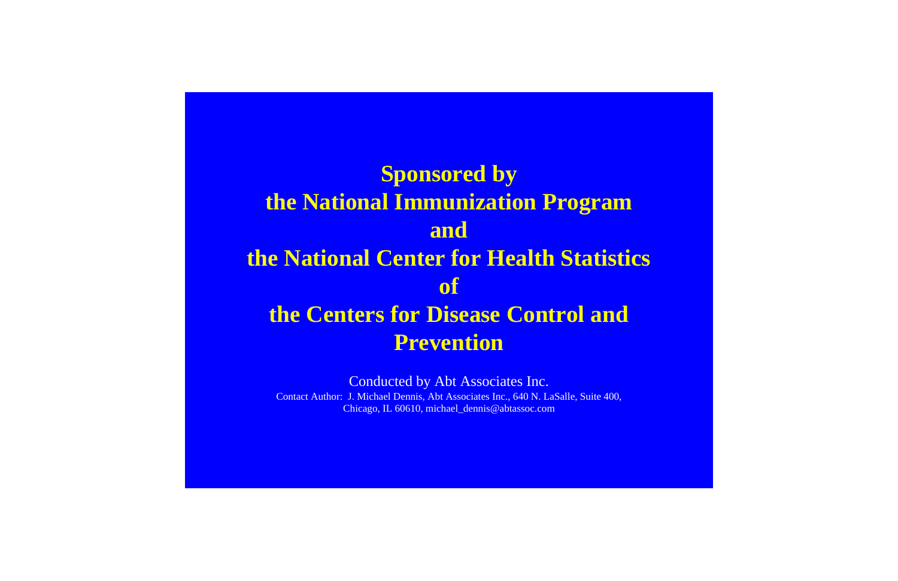**Sponsored by**
**the National Immunization Program**
**and**
**the National Center for Health Statistics**
**of**
**the Centers for Disease Control and Prevention**

Conducted by Abt Associates Inc.

Contact Author: J. Michael Dennis, Abt Associates Inc., 640 N. LaSalle, Suite 400, Chicago, IL 60610, michael_dennis@abtassoc.com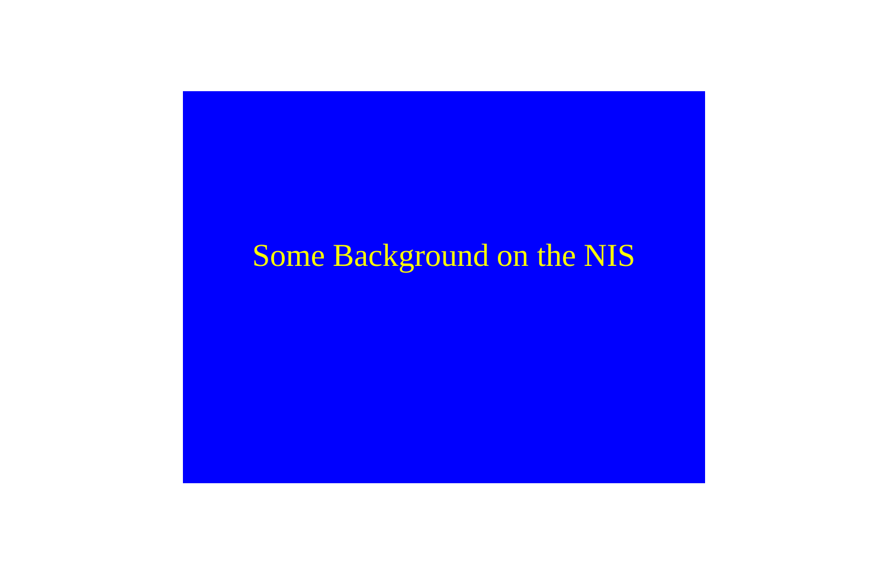# Some Background on the NIS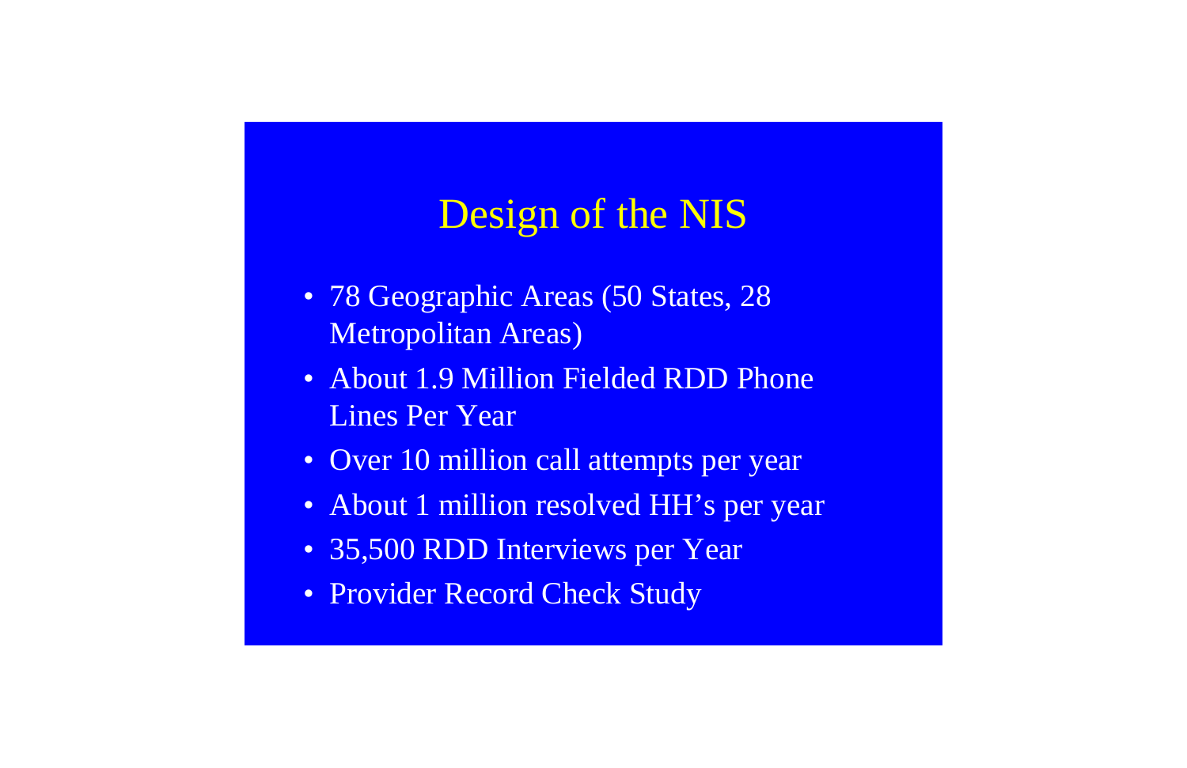# Design of the NIS

- 78 Geographic Areas (50 States, 28 Metropolitan Areas)
- About 1.9 Million Fielded RDD Phone Lines Per Year
- Over 10 million call attempts per year
- About 1 million resolved HH's per year
- 35,500 RDD Interviews per Year
- Provider Record Check Study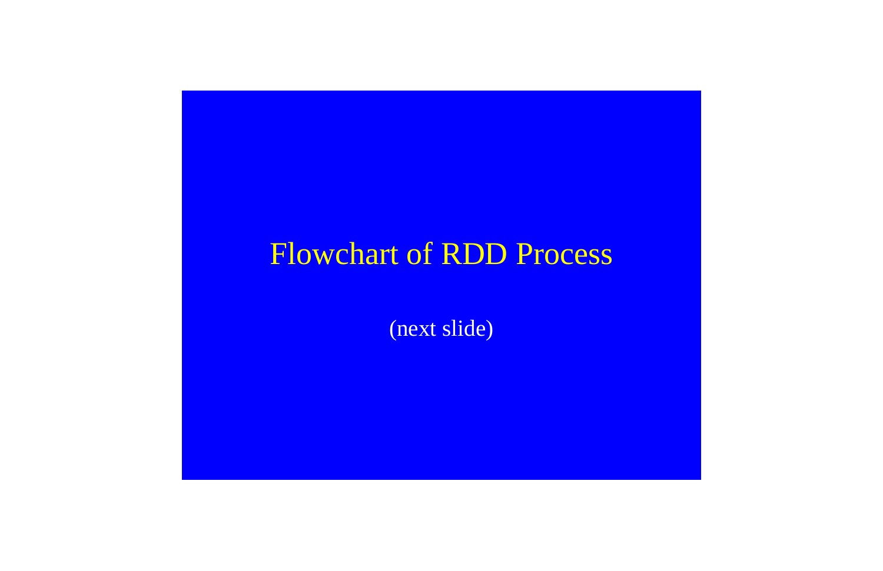# Flowchart of RDD Process

(next slide)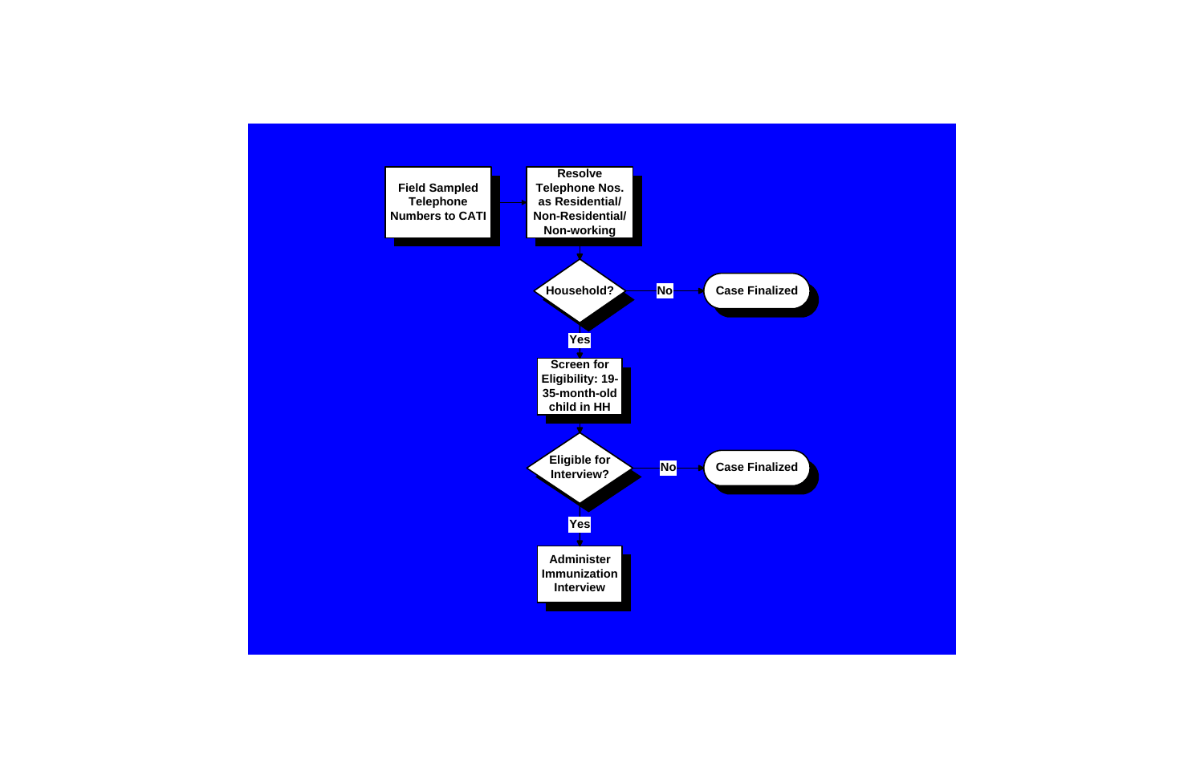Field Sampled Telephone Numbers to CATI → Resolve Telephone Nos. as Residential/ Non-Residential/ Non-working

Household?
- No → Case Finalized
- Yes → Screen for Eligibility: 19-35-month-old child in HH

Eligible for Interview?
- No → Case Finalized
- Yes → Administer Immunization Interview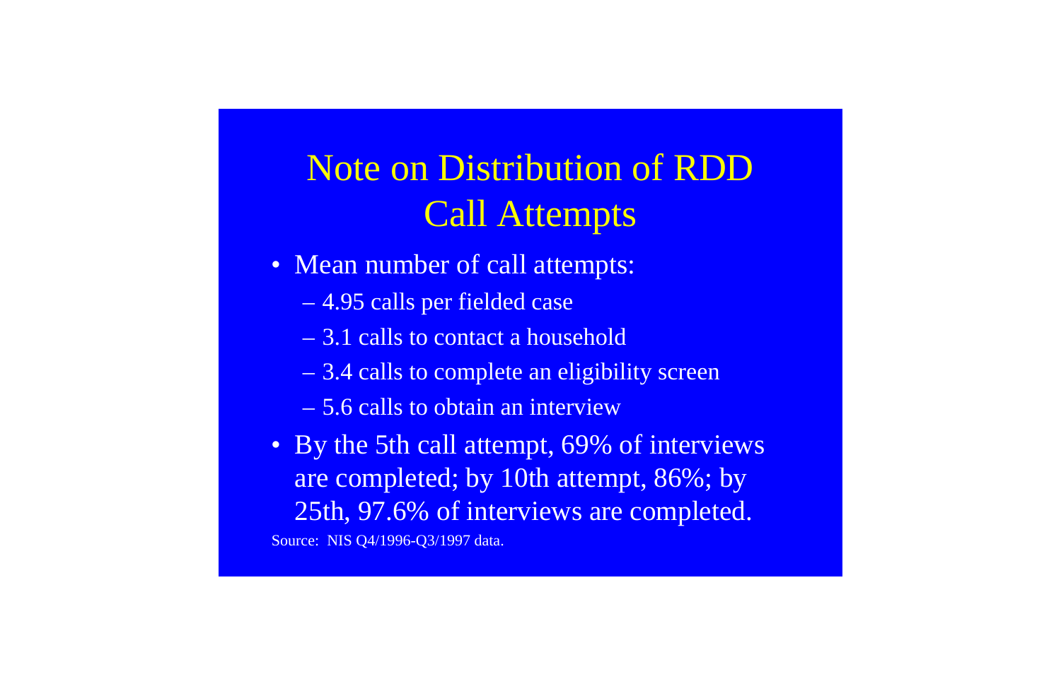# Note on Distribution of RDD Call Attempts

- Mean number of call attempts:
  - 4.95 calls per fielded case
  - 3.1 calls to contact a household
  - 3.4 calls to complete an eligibility screen
  - 5.6 calls to obtain an interview
- By the 5th call attempt, 69% of interviews are completed; by 10th attempt, 86%; by 25th, 97.6% of interviews are completed.

Source: NIS Q4/1996-Q3/1997 data.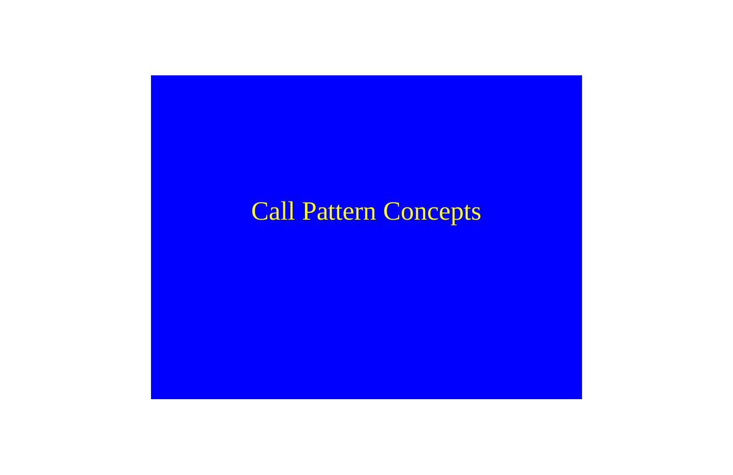# Call Pattern Concepts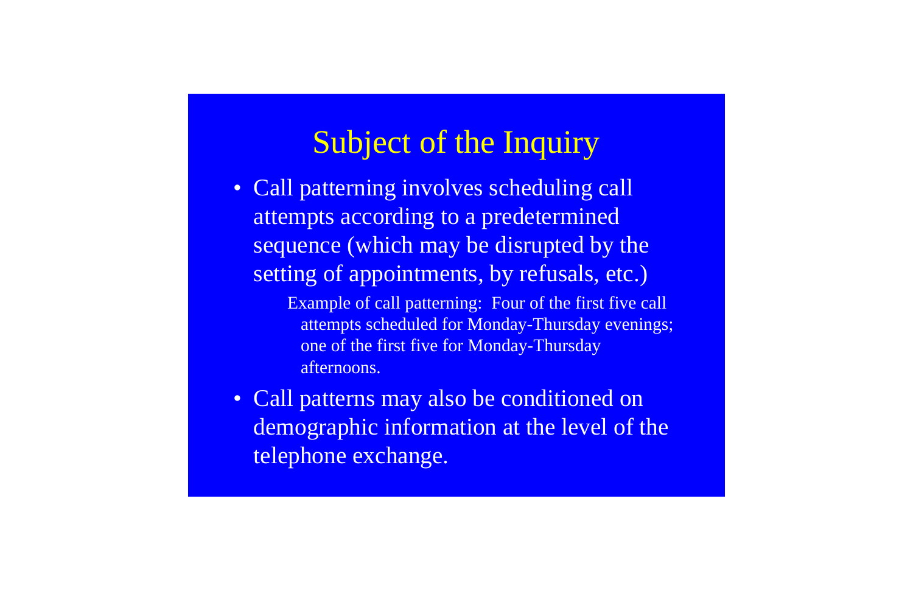# Subject of the Inquiry

- Call patterning involves scheduling call attempts according to a predetermined sequence (which may be disrupted by the setting of appointments, by refusals, etc.)

  Example of call patterning: Four of the first five call attempts scheduled for Monday-Thursday evenings; one of the first five for Monday-Thursday afternoons.

- Call patterns may also be conditioned on demographic information at the level of the telephone exchange.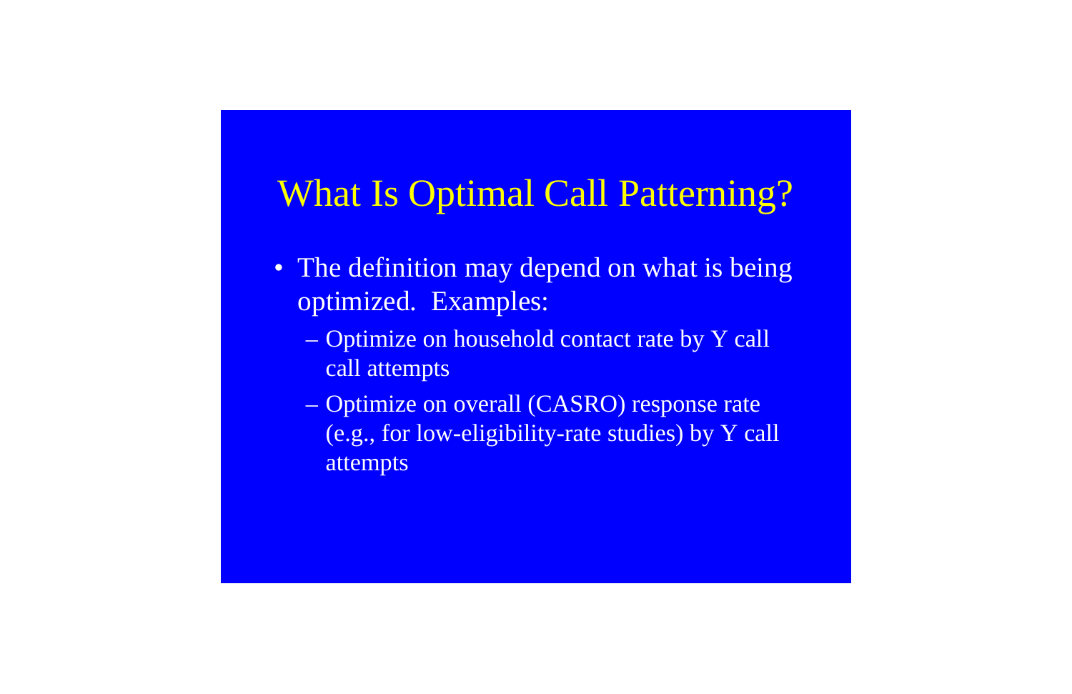# What Is Optimal Call Patterning?

- The definition may depend on what is being optimized. Examples:
  - Optimize on household contact rate by Y call call attempts
  - Optimize on overall (CASRO) response rate (e.g., for low-eligibility-rate studies) by Y call attempts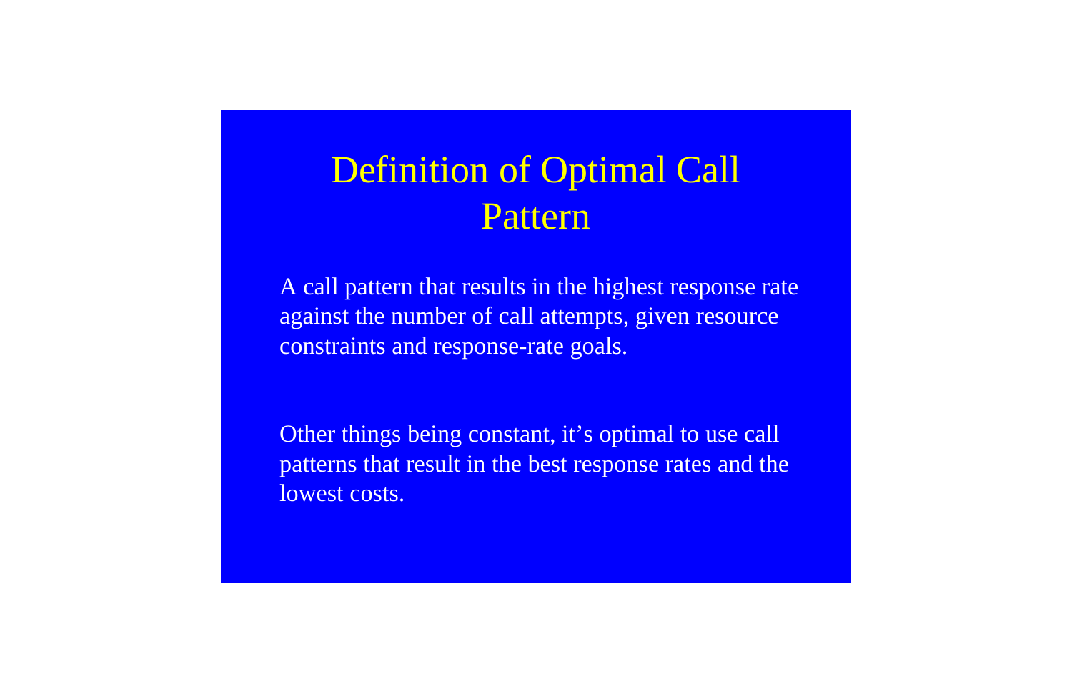# Definition of Optimal Call Pattern

A call pattern that results in the highest response rate against the number of call attempts, given resource constraints and response-rate goals.

Other things being constant, it's optimal to use call patterns that result in the best response rates and the lowest costs.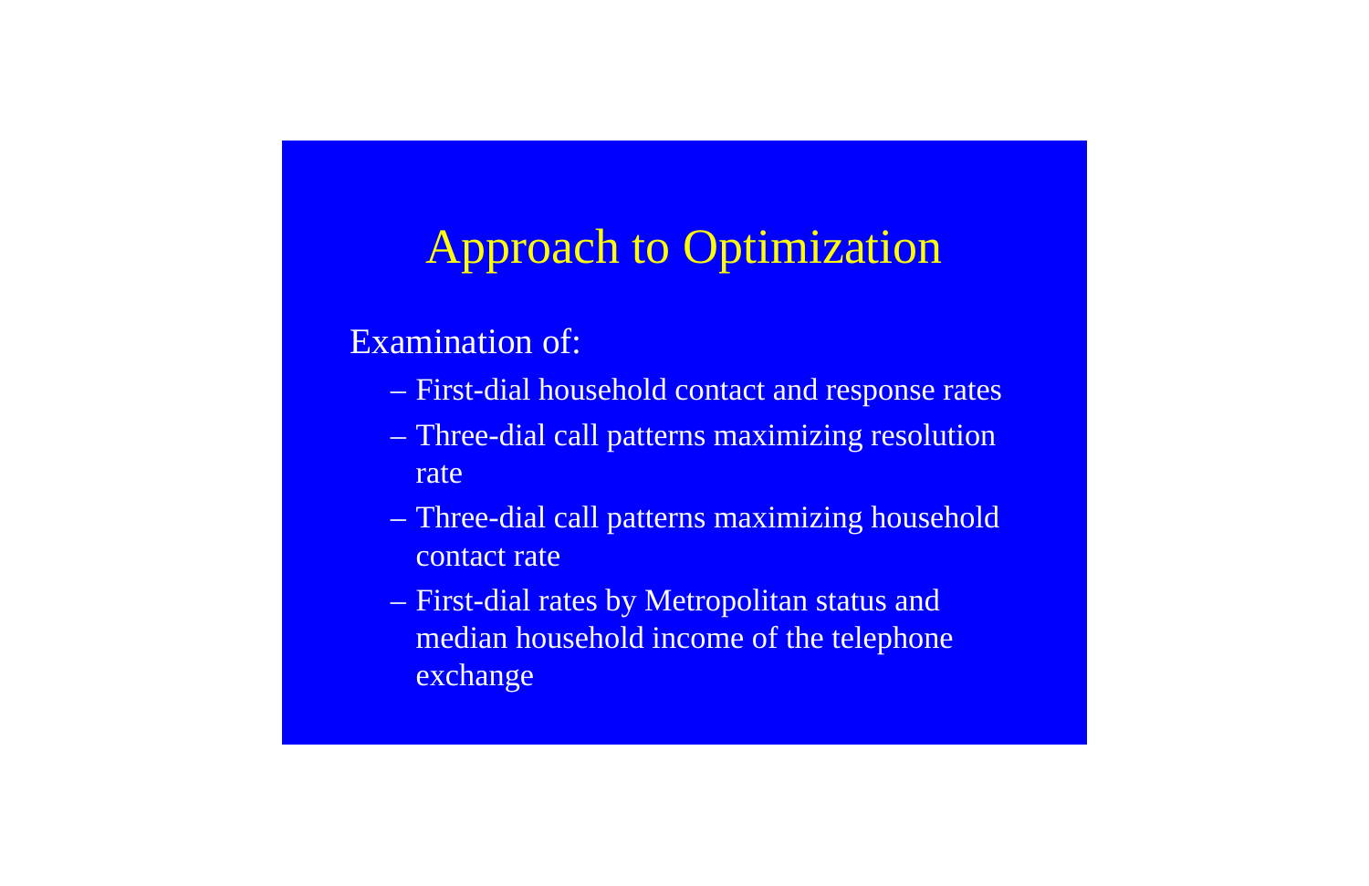# Approach to Optimization

Examination of:

- First-dial household contact and response rates
- Three-dial call patterns maximizing resolution rate
- Three-dial call patterns maximizing household contact rate
- First-dial rates by Metropolitan status and median household income of the telephone exchange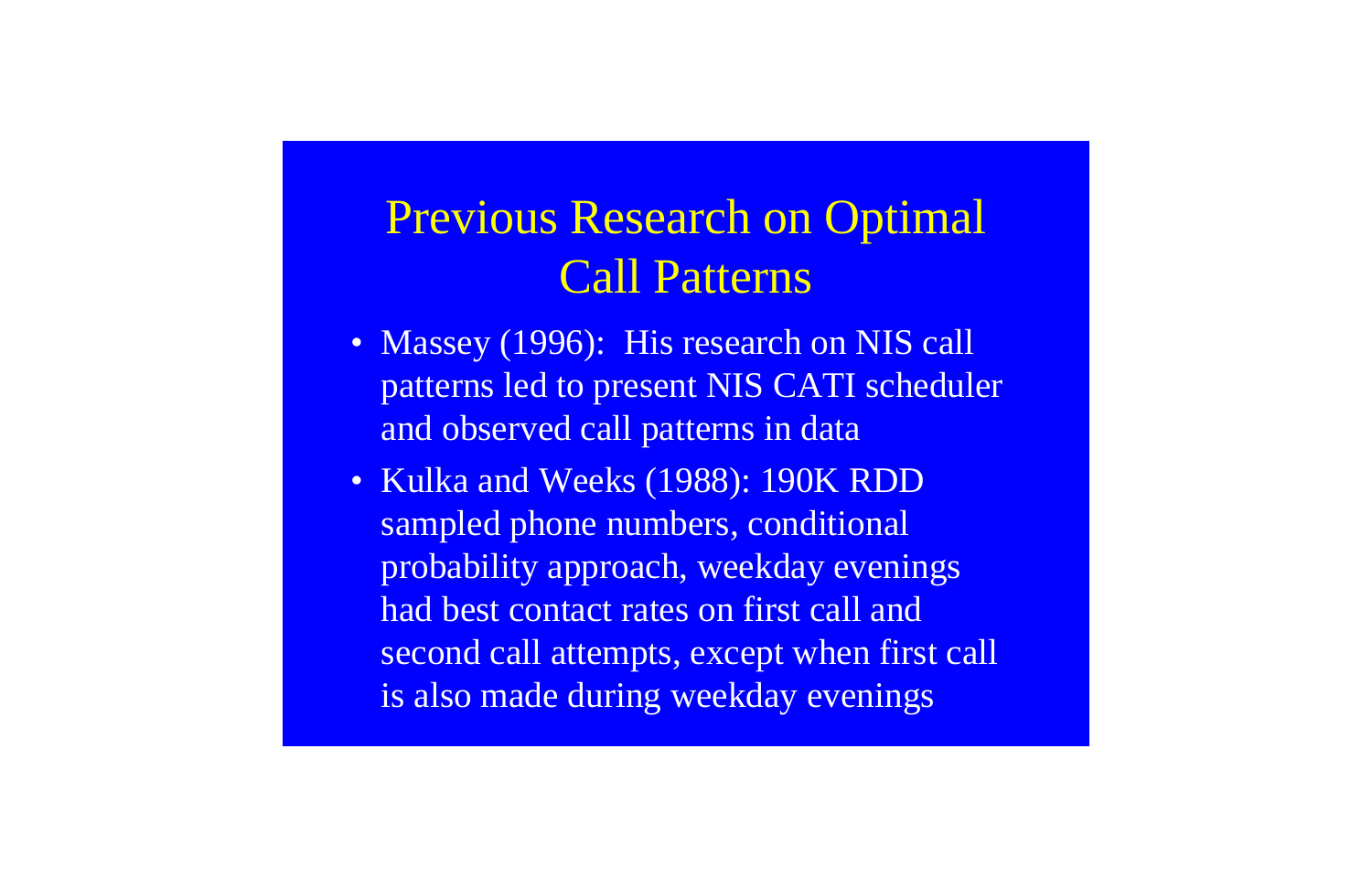# Previous Research on Optimal Call Patterns

- Massey (1996): His research on NIS call patterns led to present NIS CATI scheduler and observed call patterns in data
- Kulka and Weeks (1988): 190K RDD sampled phone numbers, conditional probability approach, weekday evenings had best contact rates on first call and second call attempts, except when first call is also made during weekday evenings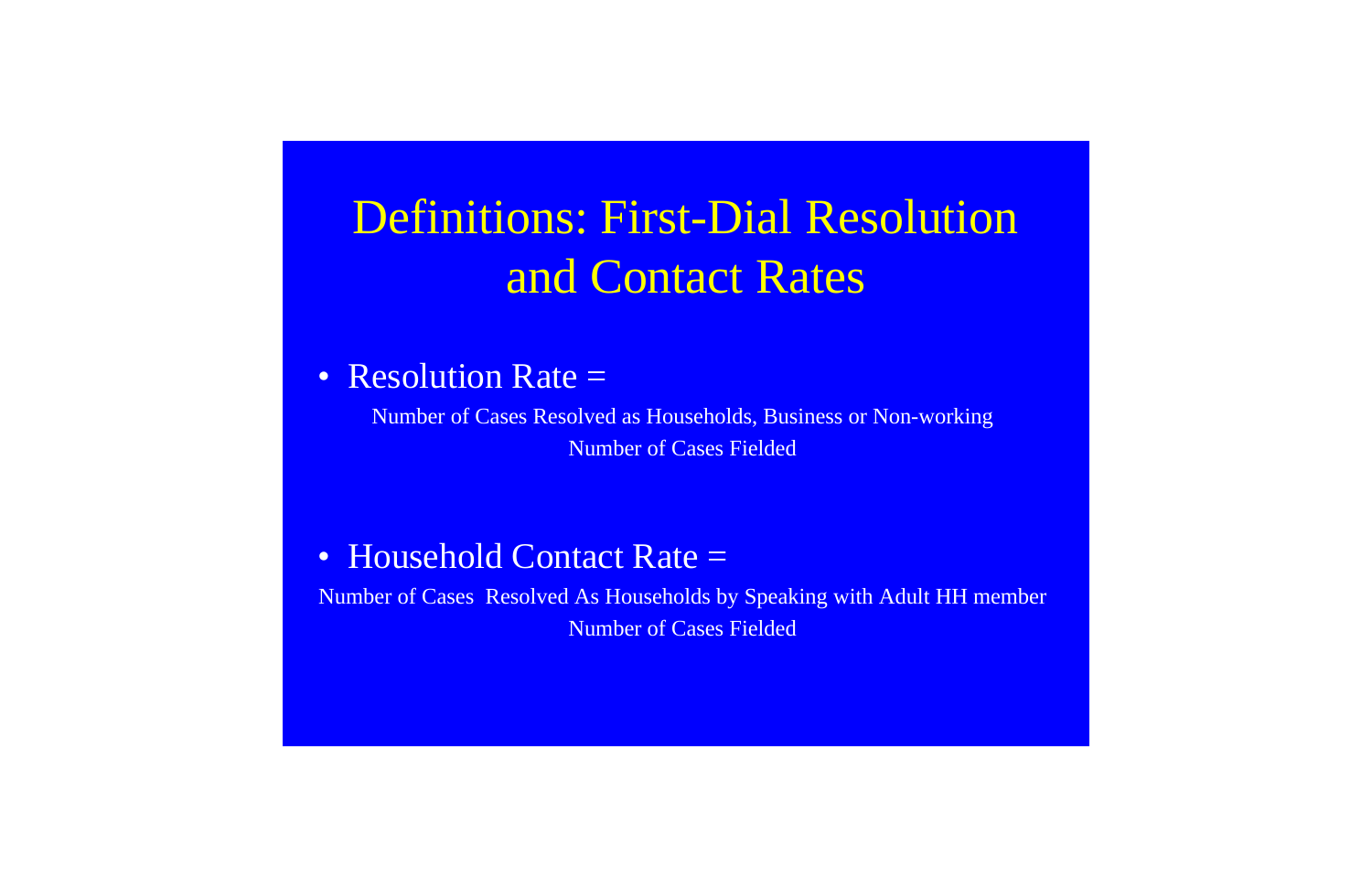# Definitions: First-Dial Resolution and Contact Rates

- Resolution Rate =

  Number of Cases Resolved as Households, Business or Non-working

  Number of Cases Fielded

- Household Contact Rate =

  Number of Cases Resolved As Households by Speaking with Adult HH member

  Number of Cases Fielded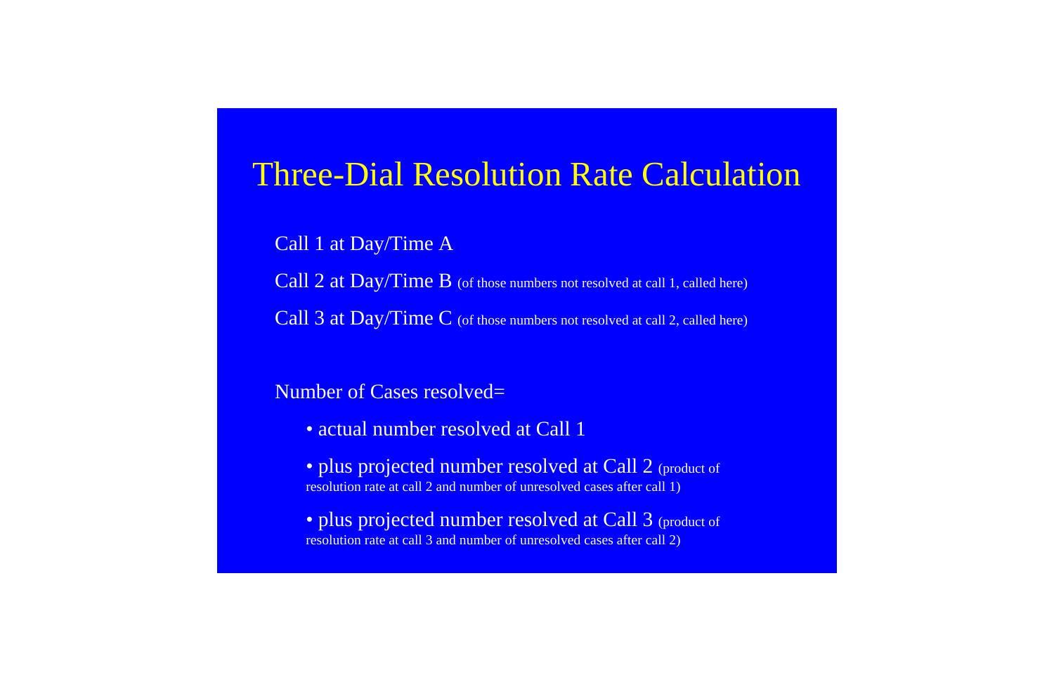# Three-Dial Resolution Rate Calculation

Call 1 at Day/Time A

Call 2 at Day/Time B (of those numbers not resolved at call 1, called here)

Call 3 at Day/Time C (of those numbers not resolved at call 2, called here)

Number of Cases resolved=

- actual number resolved at Call 1
- plus projected number resolved at Call 2 (product of resolution rate at call 2 and number of unresolved cases after call 1)
- plus projected number resolved at Call 3 (product of resolution rate at call 3 and number of unresolved cases after call 2)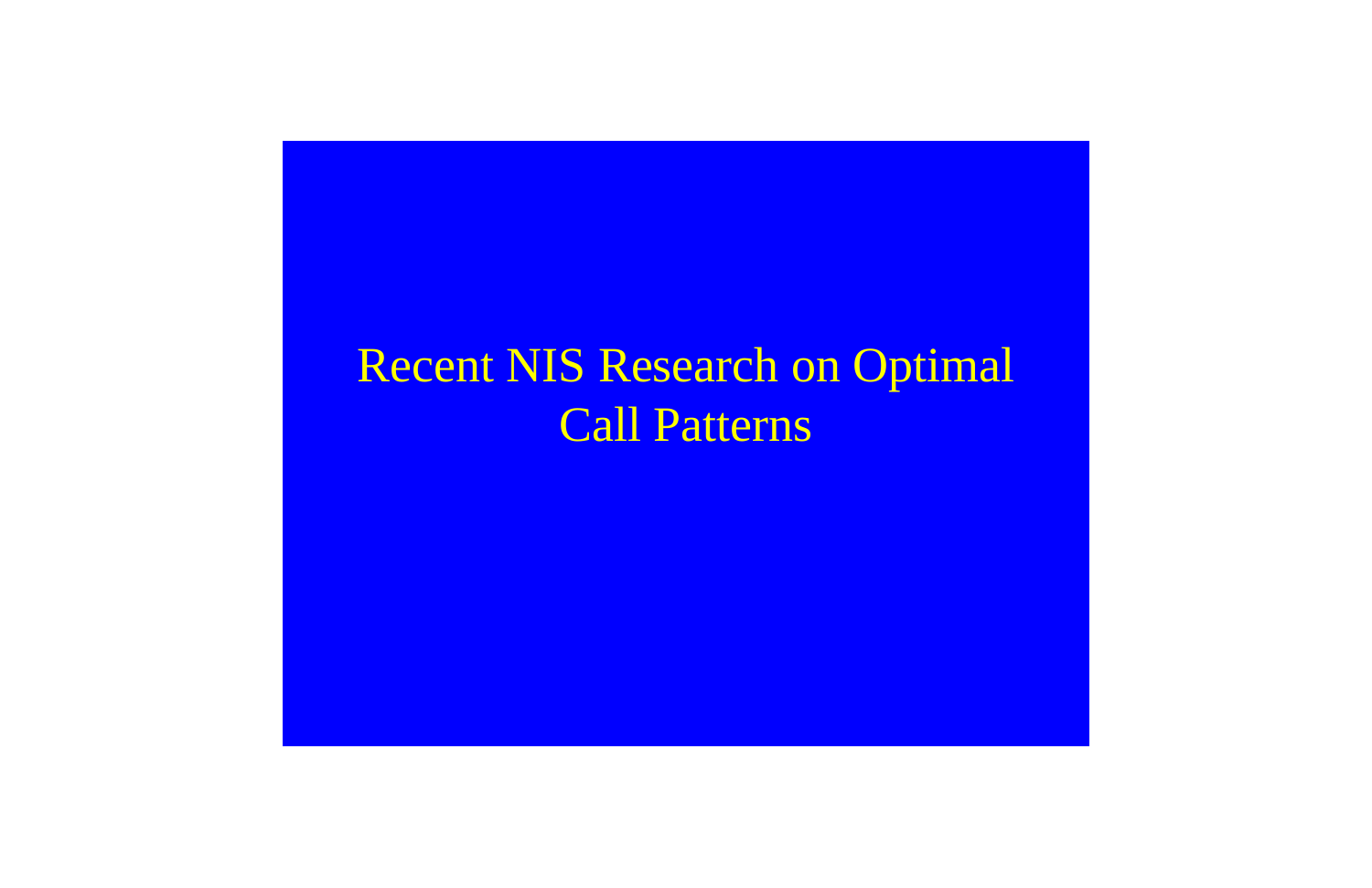# Recent NIS Research on Optimal Call Patterns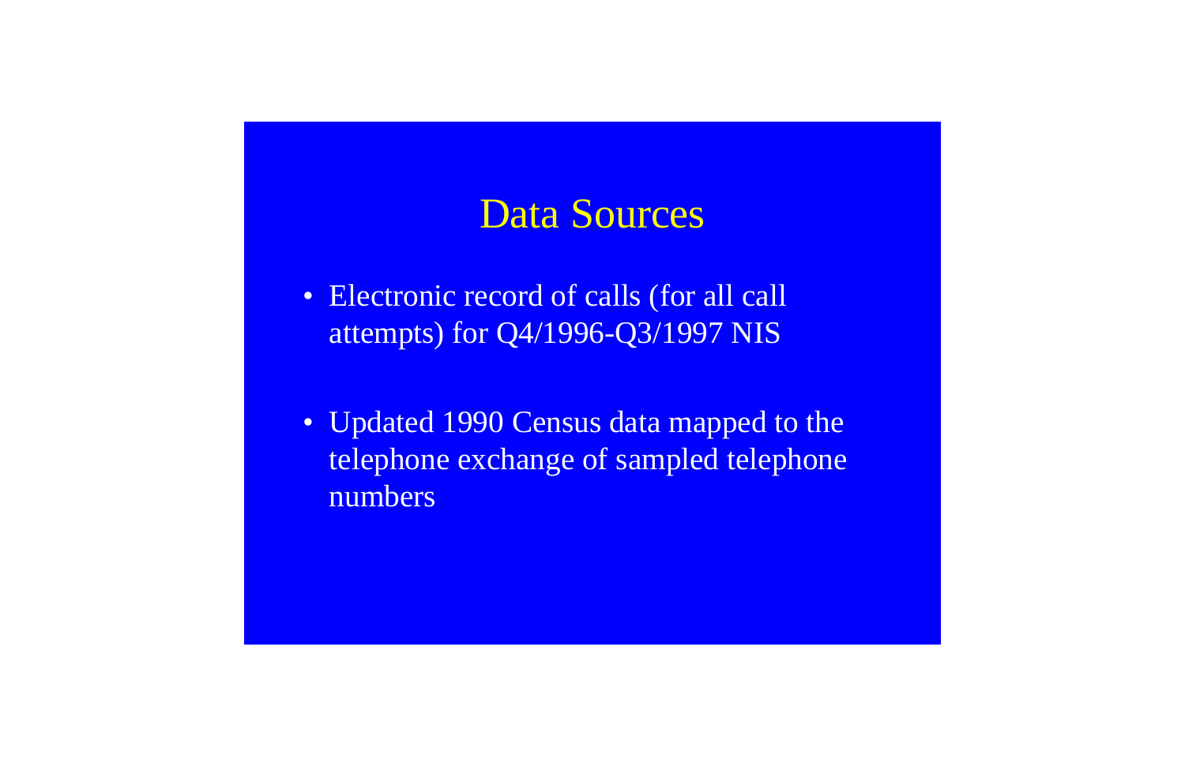# Data Sources

- Electronic record of calls (for all call attempts) for Q4/1996-Q3/1997 NIS
- Updated 1990 Census data mapped to the telephone exchange of sampled telephone numbers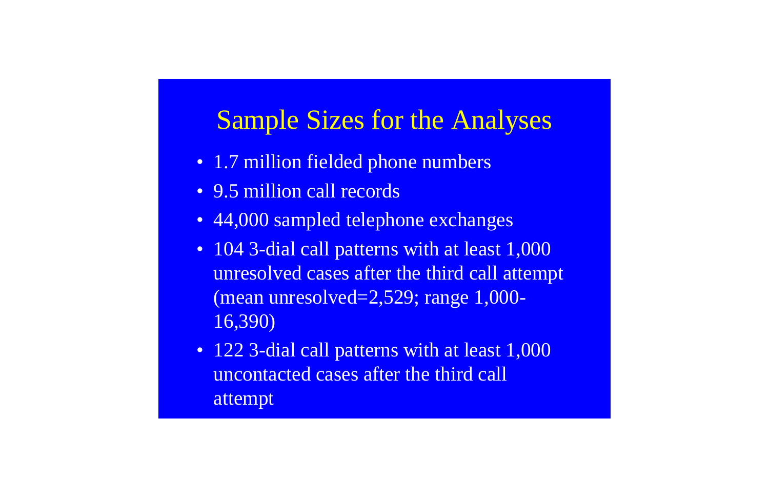# Sample Sizes for the Analyses

- 1.7 million fielded phone numbers
- 9.5 million call records
- 44,000 sampled telephone exchanges
- 104 3-dial call patterns with at least 1,000 unresolved cases after the third call attempt (mean unresolved=2,529; range 1,000-16,390)
- 122 3-dial call patterns with at least 1,000 uncontacted cases after the third call attempt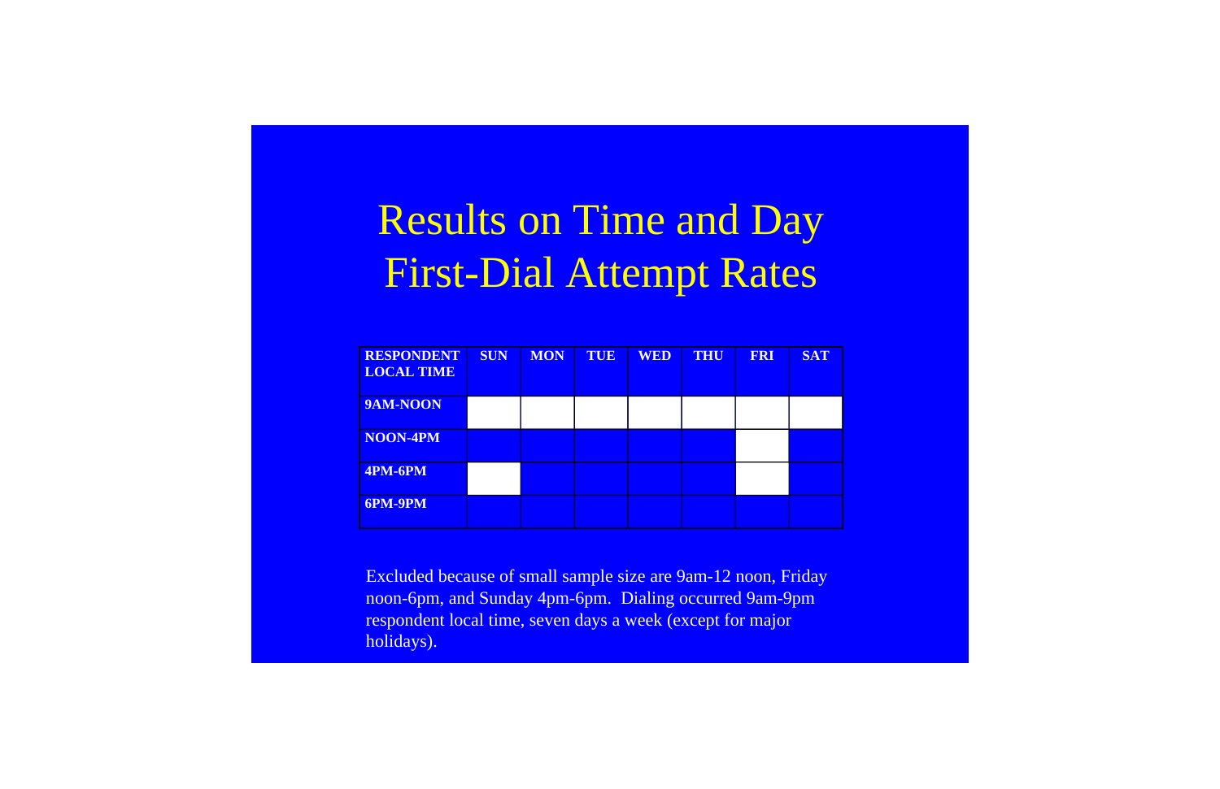# Results on Time and Day First-Dial Attempt Rates

| RESPONDENT LOCAL TIME | SUN | MON | TUE | WED | THU | FRI | SAT |
|---|---|---|---|---|---|---|---|
| 9AM-NOON | | | | | | | |
| NOON-4PM | | | | | | | |
| 4PM-6PM | | | | | | | |
| 6PM-9PM | | | | | | | |

Excluded because of small sample size are 9am-12 noon, Friday noon-6pm, and Sunday 4pm-6pm. Dialing occurred 9am-9pm respondent local time, seven days a week (except for major holidays).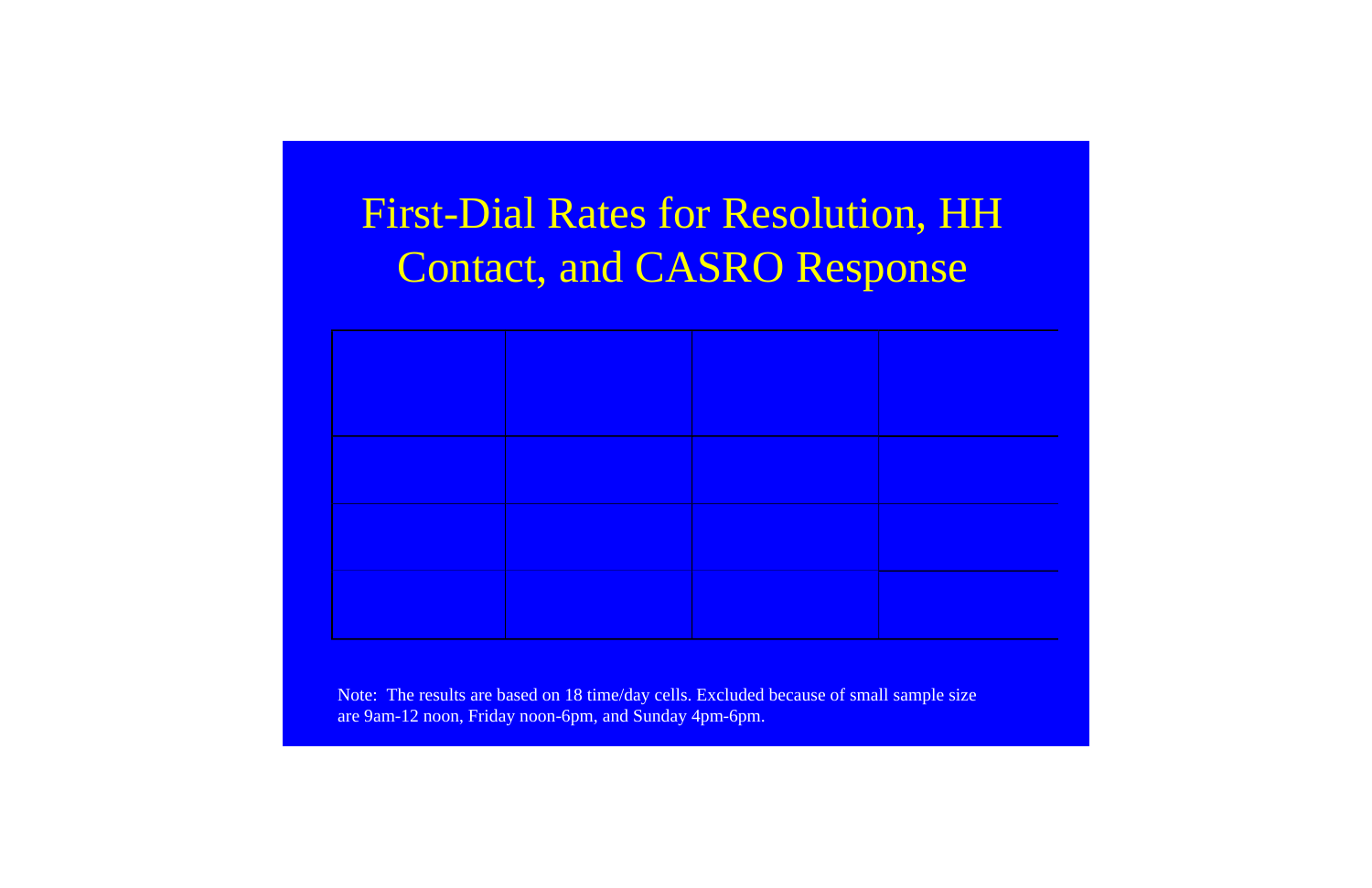# First-Dial Rates for Resolution, HH Contact, and CASRO Response

Note: The results are based on 18 time/day cells. Excluded because of small sample size are 9am-12 noon, Friday noon-6pm, and Sunday 4pm-6pm.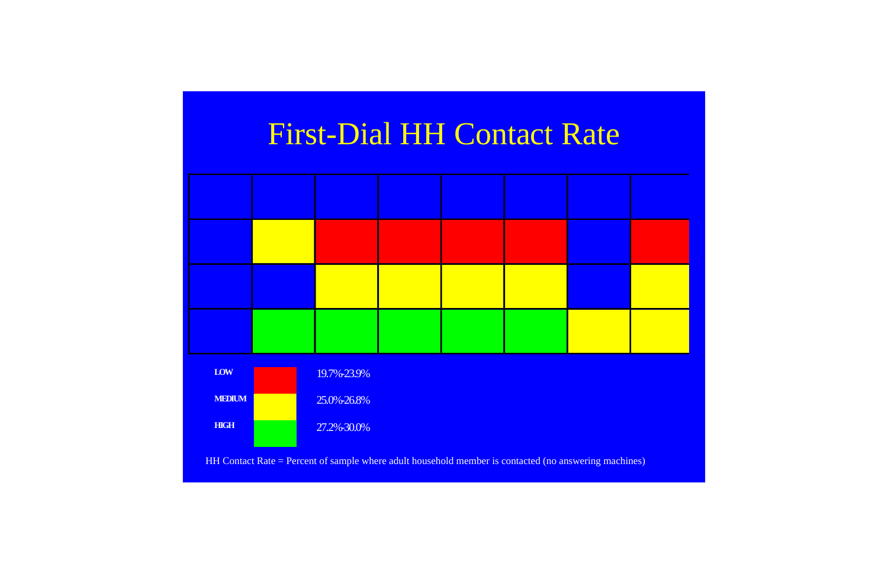# First-Dial HH Contact Rate

| | | | | | | | |
|---|---|---|---|---|---|---|---|
| | | | | | | | |
| | | | | | | | |
| | | | | | | | |
| | | | | | | | |

LOW 19.7%-23.9%

MEDIUM 25.0%-26.8%

HIGH 27.2%-30.0%

HH Contact Rate = Percent of sample where adult household member is contacted (no answering machines)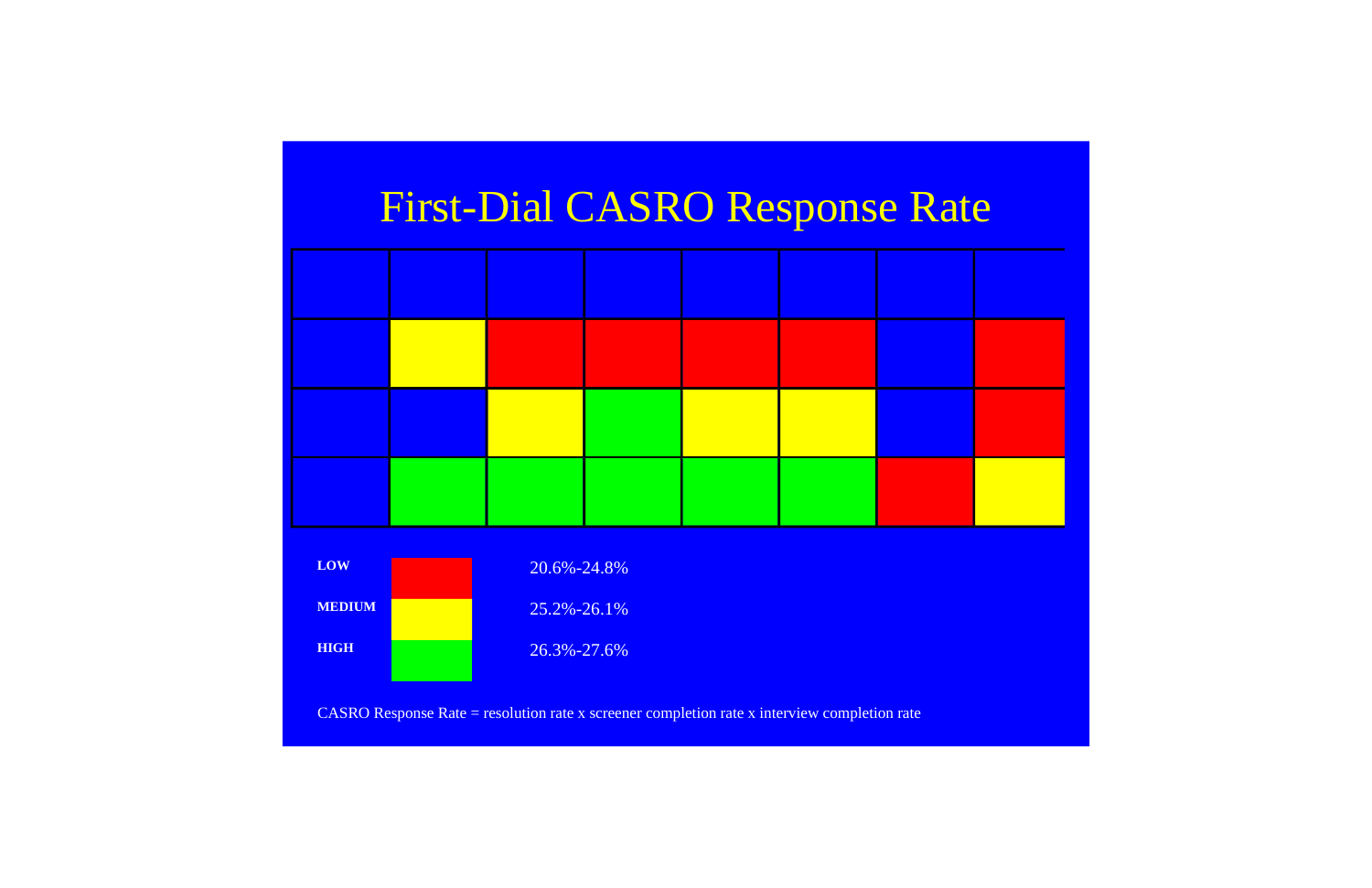# First-Dial CASRO Response Rate

| | | | | | | | |
|---|---|---|---|---|---|---|---|
| | | | | | | | |
| | | | | | | | |
| | | | | | | | |

| | |
|---|---|
| **LOW** | 20.6%-24.8% |
| **MEDIUM** | 25.2%-26.1% |
| **HIGH** | 26.3%-27.6% |

CASRO Response Rate = resolution rate x screener completion rate x interview completion rate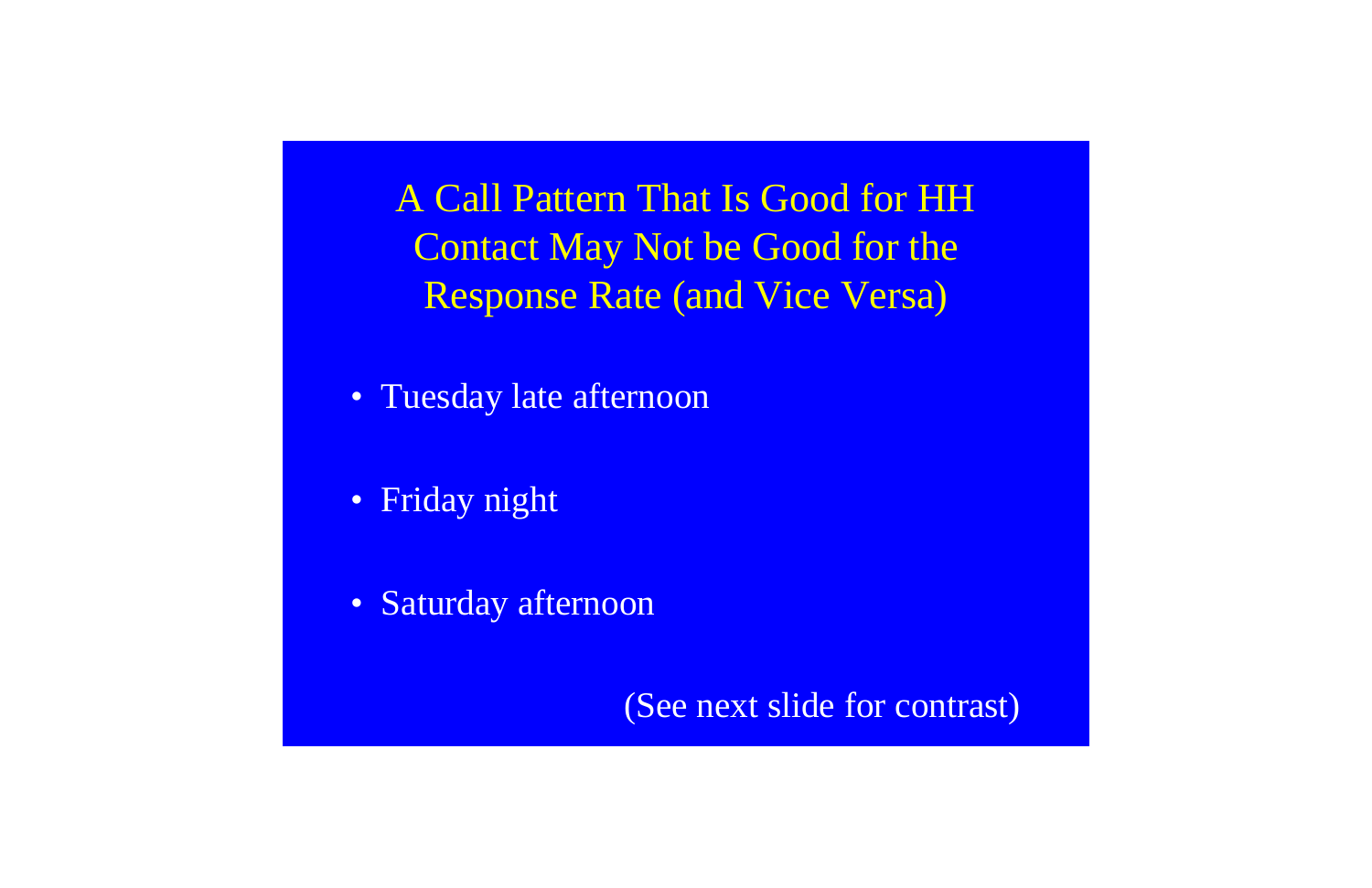# A Call Pattern That Is Good for HH Contact May Not be Good for the Response Rate (and Vice Versa)

- Tuesday late afternoon
- Friday night
- Saturday afternoon

(See next slide for contrast)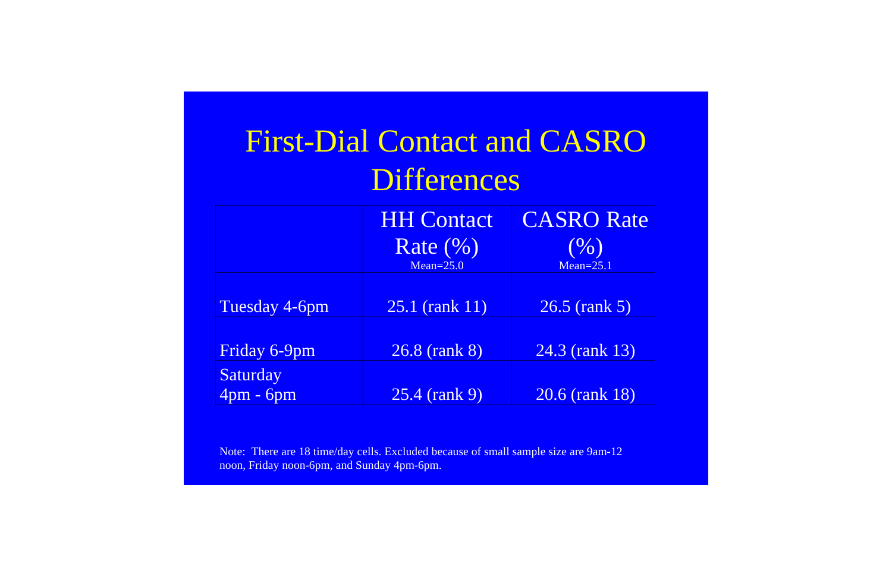# First-Dial Contact and CASRO Differences

| | HH Contact Rate (%) Mean=25.0 | CASRO Rate (%) Mean=25.1 |
|---|---|---|
| Tuesday 4-6pm | 25.1 (rank 11) | 26.5 (rank 5) |
| Friday 6-9pm | 26.8 (rank 8) | 24.3 (rank 13) |
| Saturday 4pm - 6pm | 25.4 (rank 9) | 20.6 (rank 18) |

Note: There are 18 time/day cells. Excluded because of small sample size are 9am-12 noon, Friday noon-6pm, and Sunday 4pm-6pm.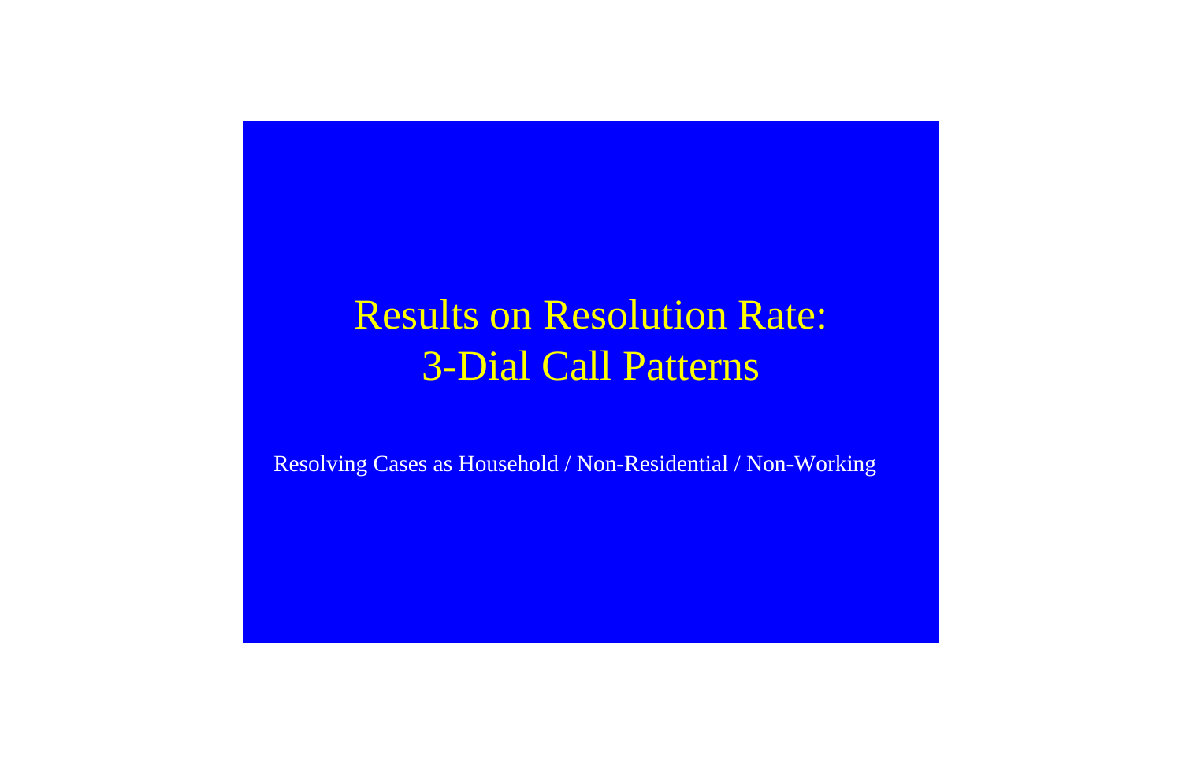# Results on Resolution Rate: 3-Dial Call Patterns

Resolving Cases as Household / Non-Residential / Non-Working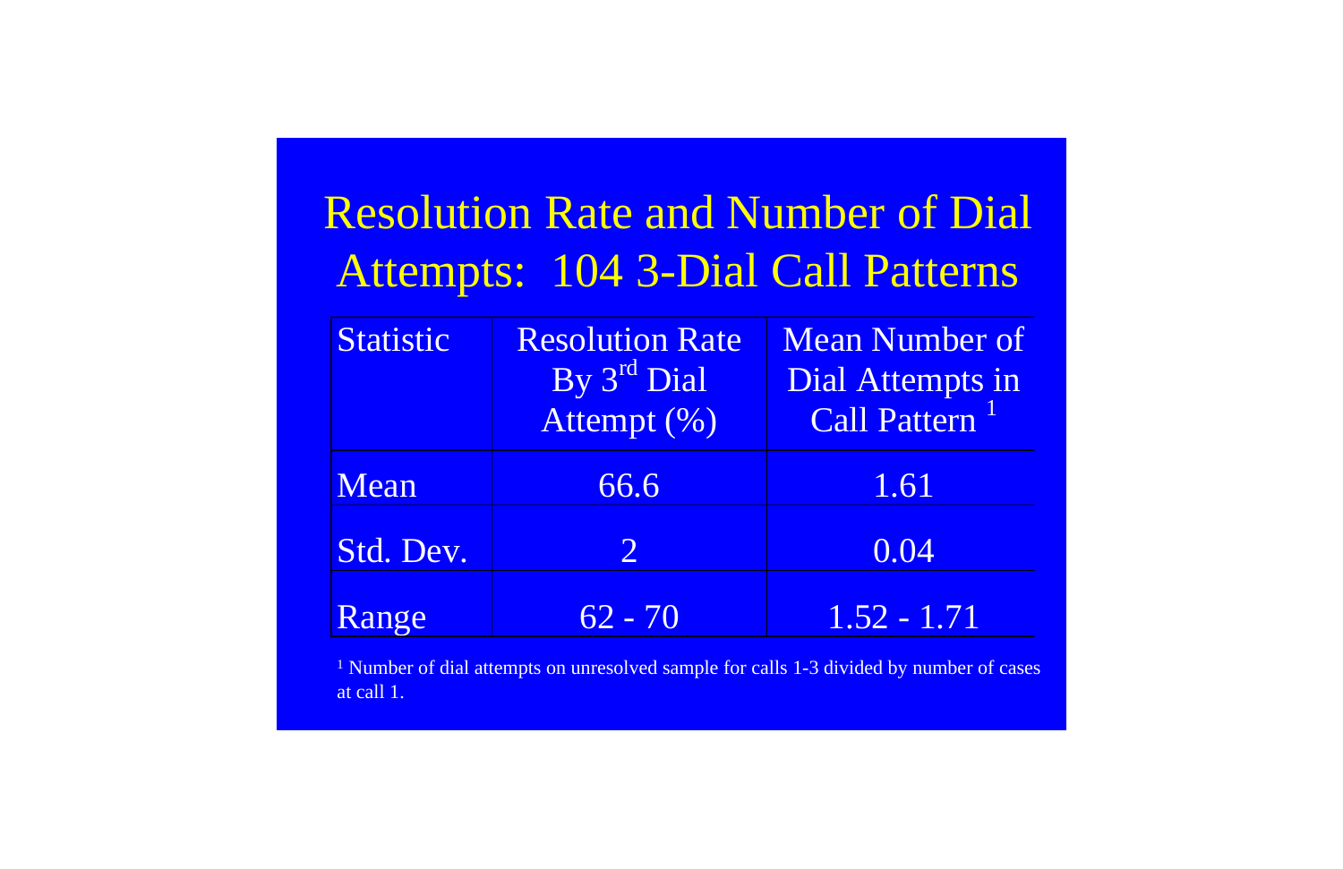# Resolution Rate and Number of Dial Attempts: 104 3-Dial Call Patterns

| Statistic | Resolution Rate By 3rd Dial Attempt (%) | Mean Number of Dial Attempts in Call Pattern [1] |
|---|---|---|
| Mean | 66.6 | 1.61 |
| Std. Dev. | 2 | 0.04 |
| Range | 62 - 70 | 1.52 - 1.71 |

[1] Number of dial attempts on unresolved sample for calls 1-3 divided by number of cases at call 1.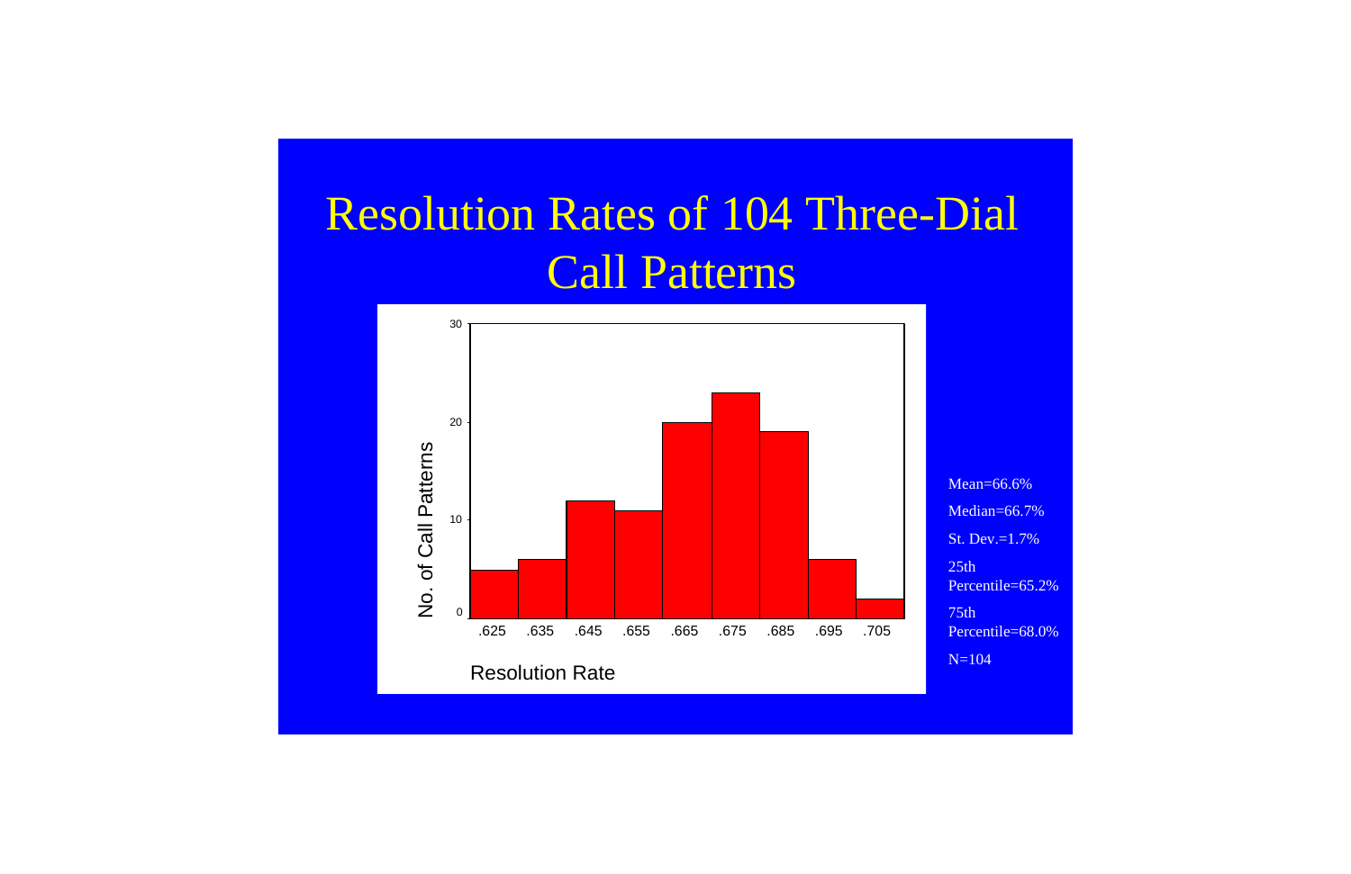# Resolution Rates of 104 Three-Dial Call Patterns

Mean=66.6%

Median=66.7%

St. Dev.=1.7%

25th Percentile=65.2%

75th Percentile=68.0%

N=104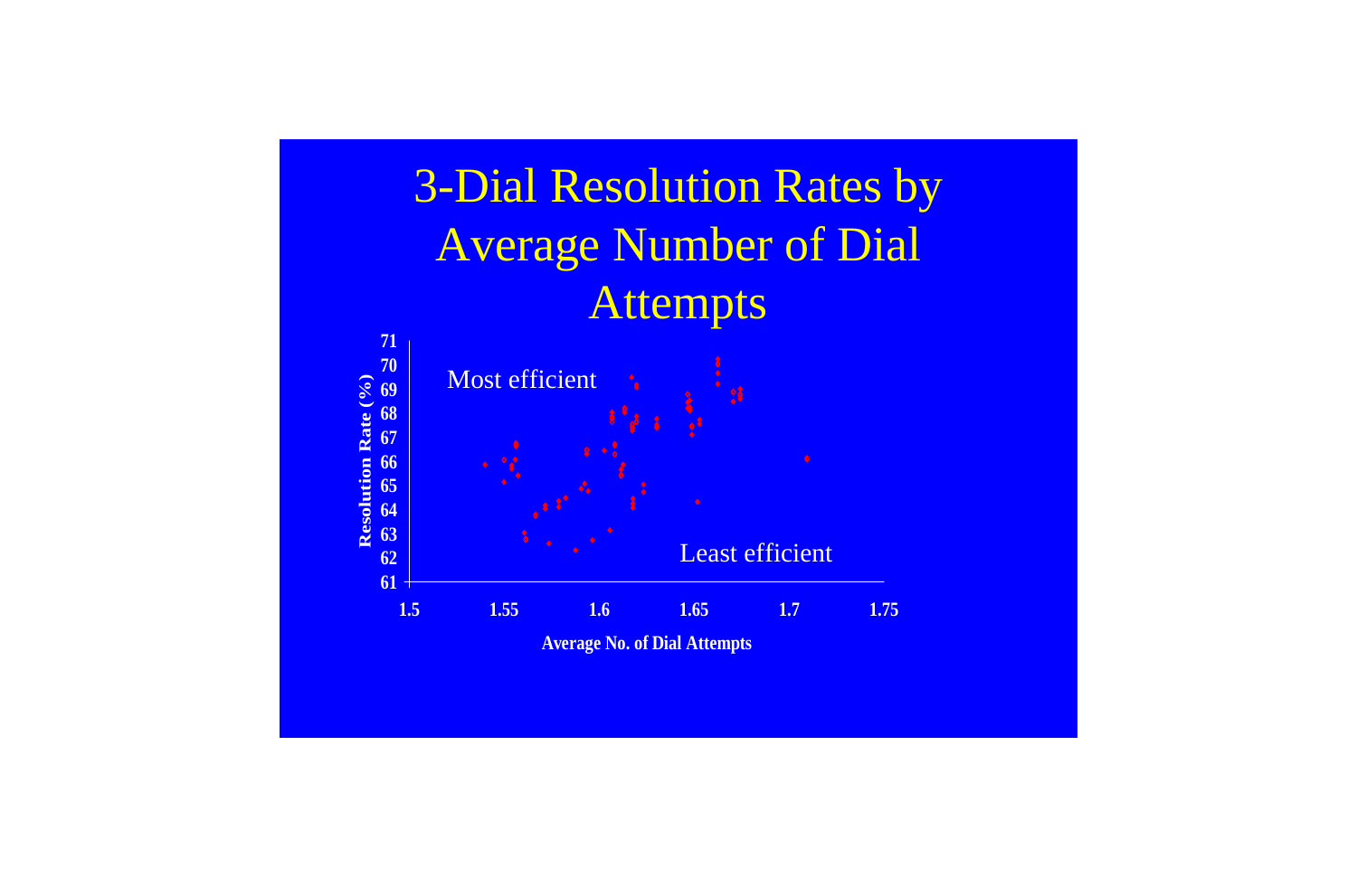# 3-Dial Resolution Rates by Average Number of Dial Attempts

Most efficient

Least efficient

Resolution Rate (%)

Average No. of Dial Attempts

71
70
69
68
67
66
65
64
63
62
61

1.5 1.55 1.6 1.65 1.7 1.75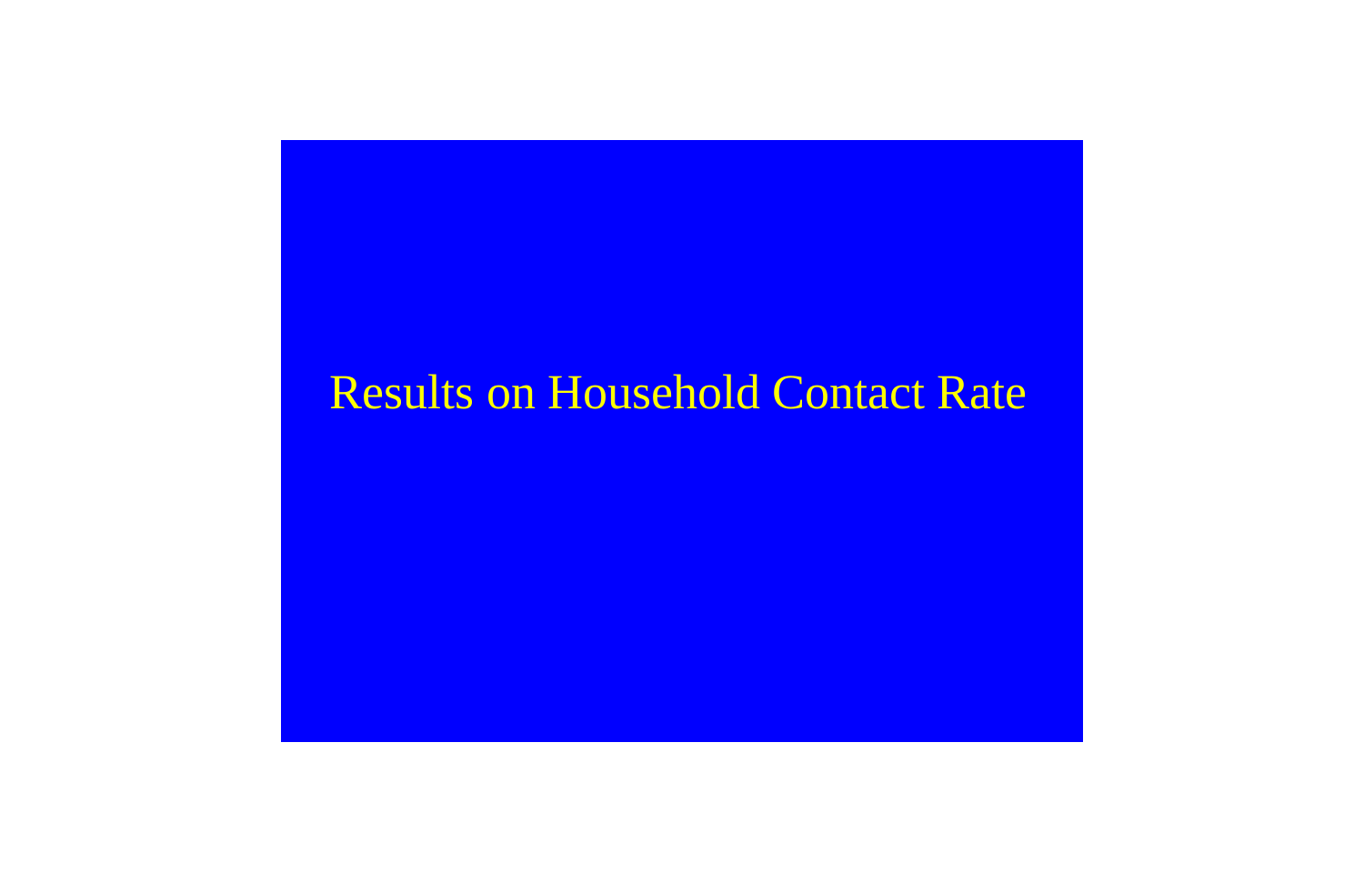# Results on Household Contact Rate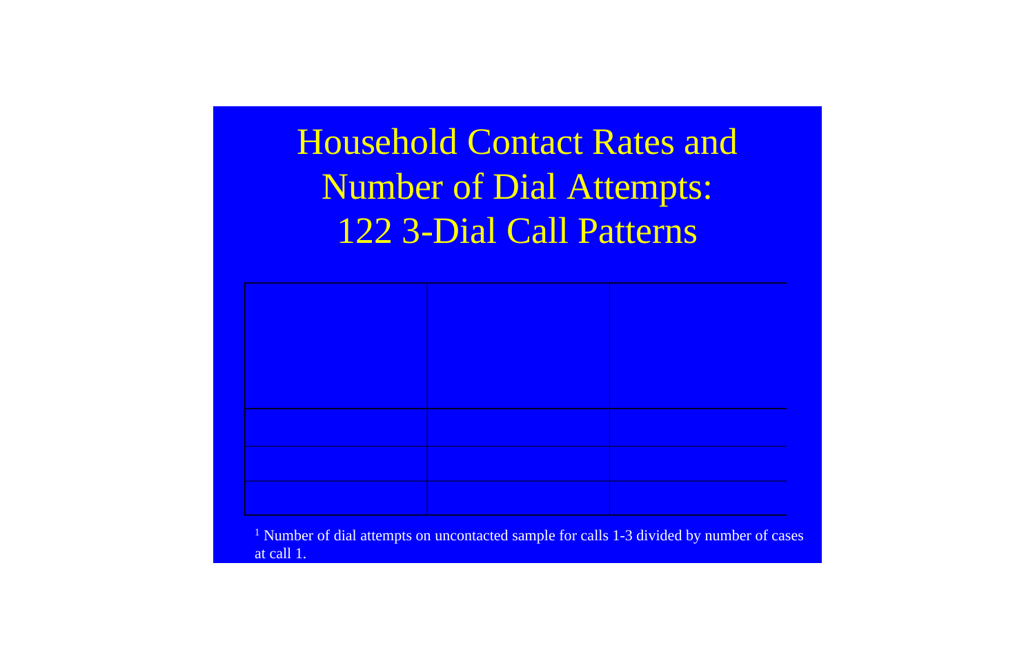# Household Contact Rates and Number of Dial Attempts: 122 3-Dial Call Patterns

| | | |
|---|---|---|
| | | |
| | | |
| | | |

[1] Number of dial attempts on uncontacted sample for calls 1-3 divided by number of cases at call 1.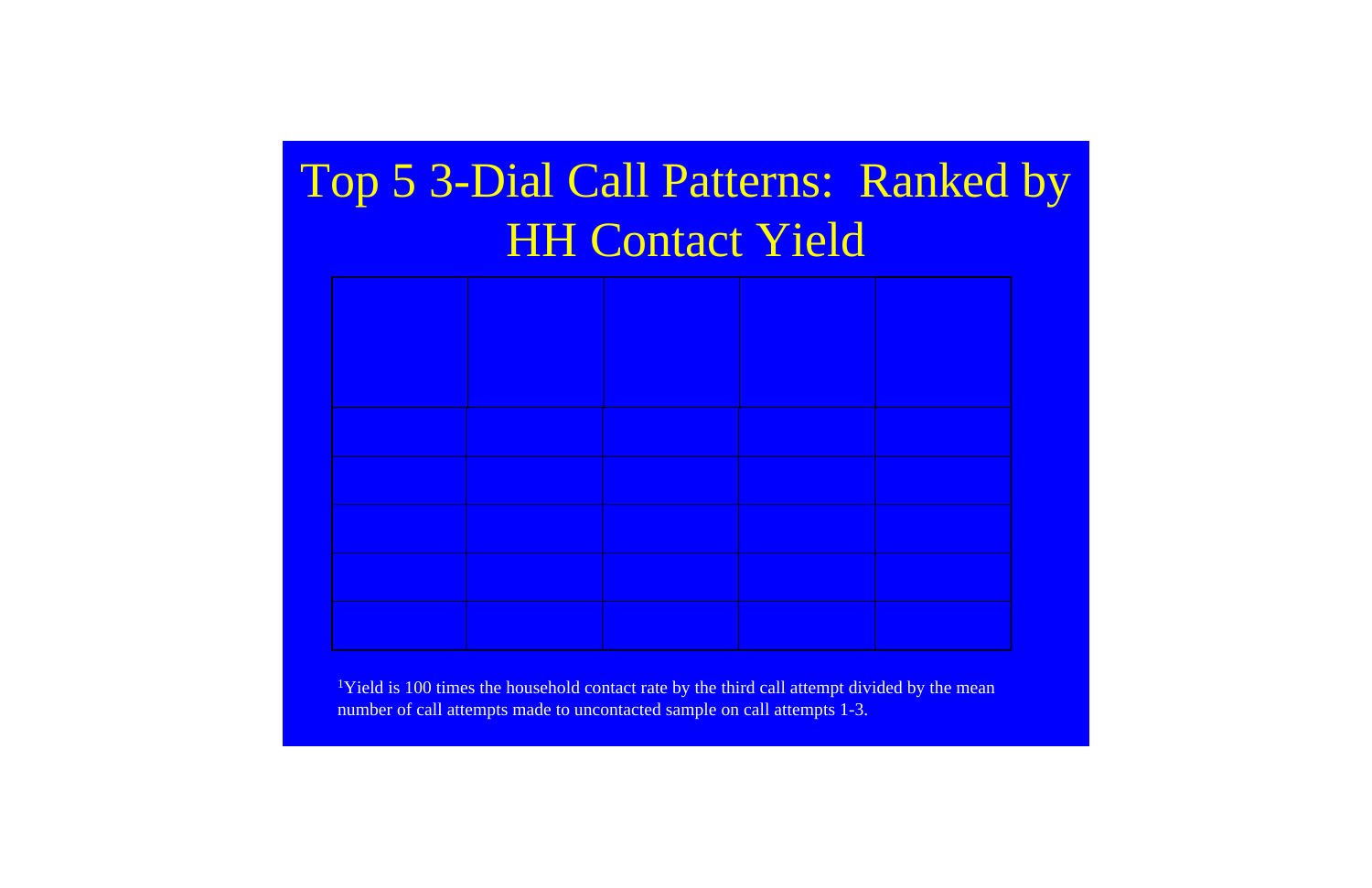# Top 5 3-Dial Call Patterns: Ranked by HH Contact Yield

| | | | | |
|---|---|---|---|---|
| | | | | |
| | | | | |
| | | | | |
| | | | | |
| | | | | |

[1]Yield is 100 times the household contact rate by the third call attempt divided by the mean number of call attempts made to uncontacted sample on call attempts 1-3.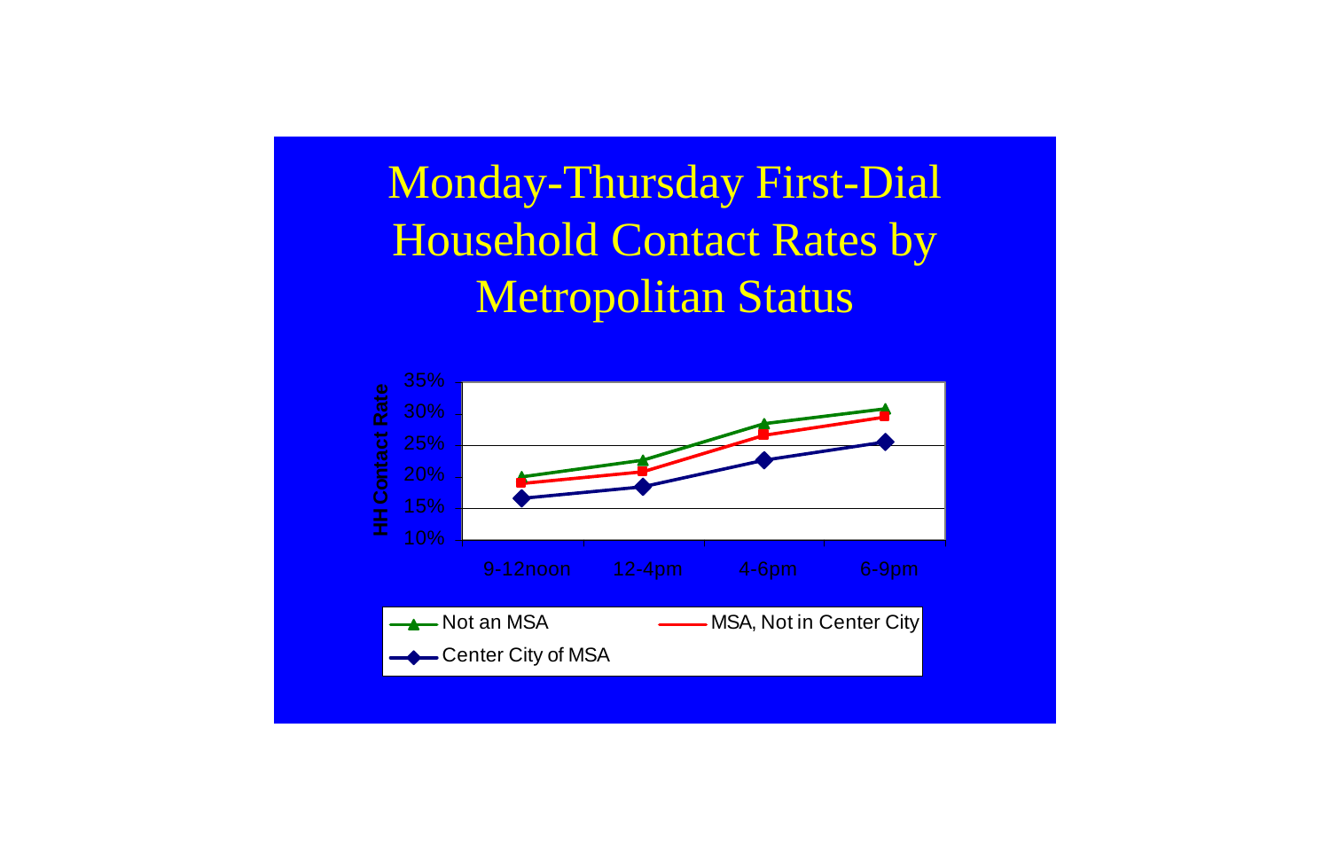# Monday-Thursday First-Dial Household Contact Rates by Metropolitan Status

HH Contact Rate

35%
30%
25%
20%
15%
10%

9-12noon | 12-4pm | 4-6pm | 6-9pm

Not an MSA | MSA, Not in Center City | Center City of MSA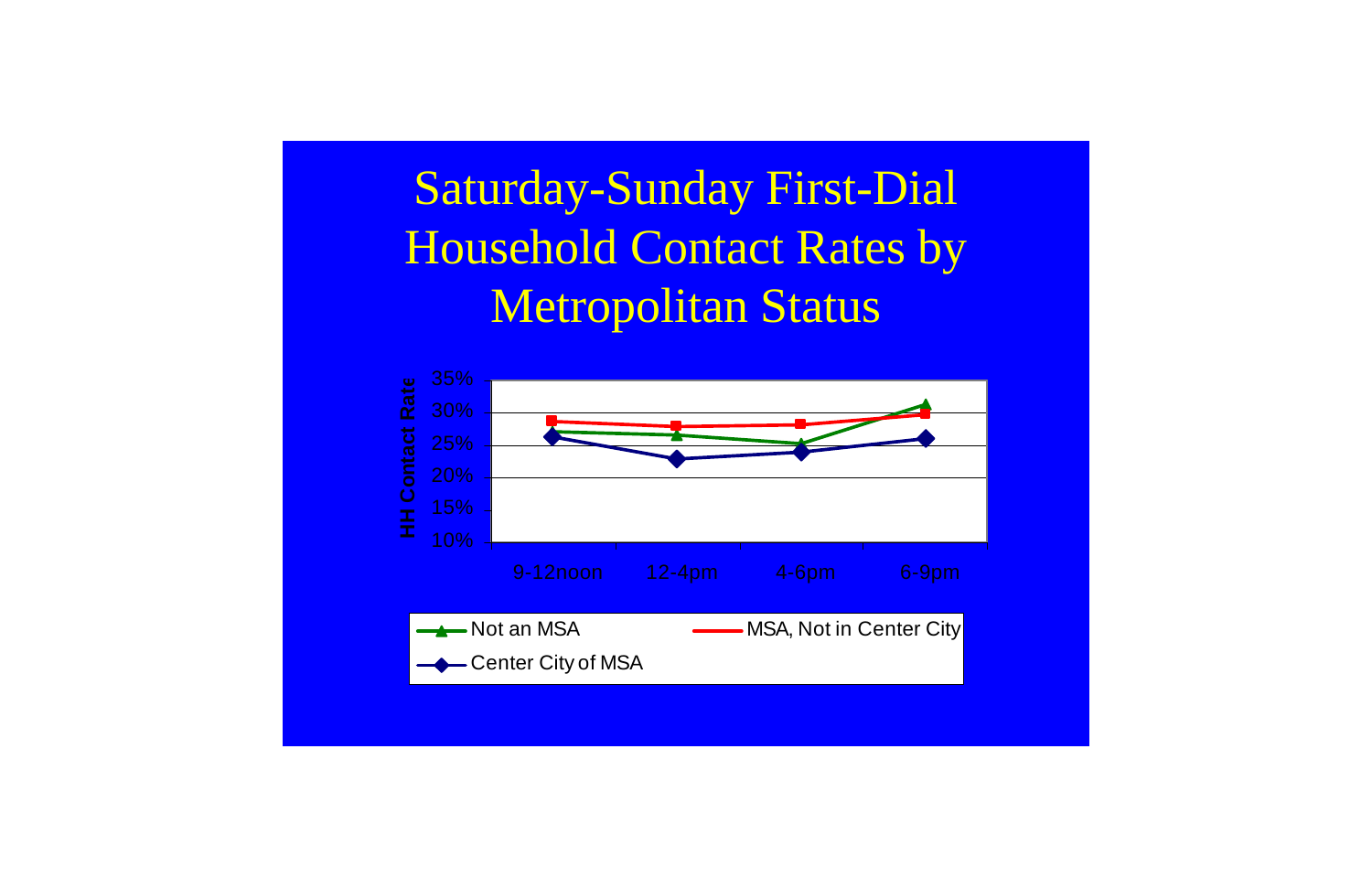# Saturday-Sunday First-Dial Household Contact Rates by Metropolitan Status

HH Contact Rate

35%
30%
25%
20%
15%
10%

9-12noon 12-4pm 4-6pm 6-9pm

Not an MSA
MSA, Not in Center City
Center City of MSA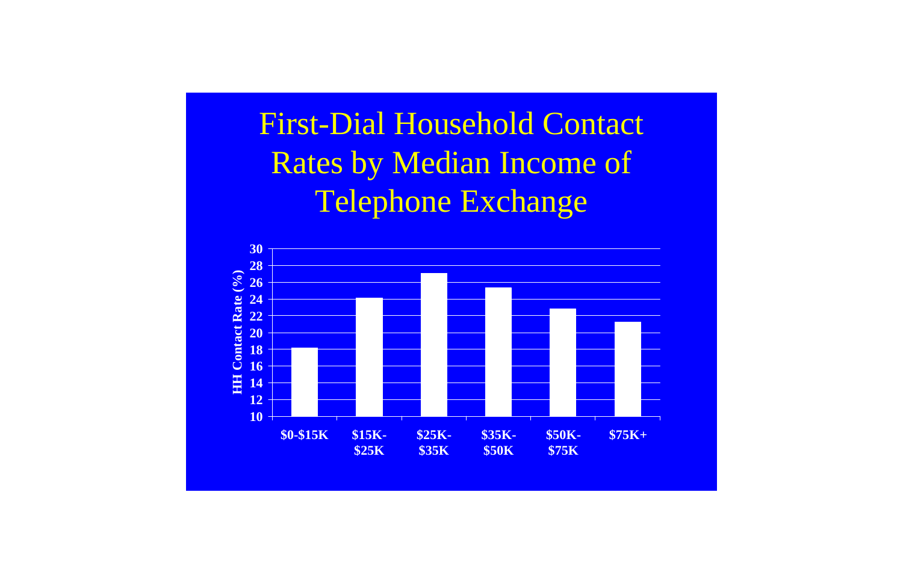# First-Dial Household Contact Rates by Median Income of Telephone Exchange

HH Contact Rate (%)

30
28
26
24
22
20
18
16
14
12
10

$0-$15K | $15K-$25K | $25K-$35K | $35K-$50K | $50K-$75K | $75K+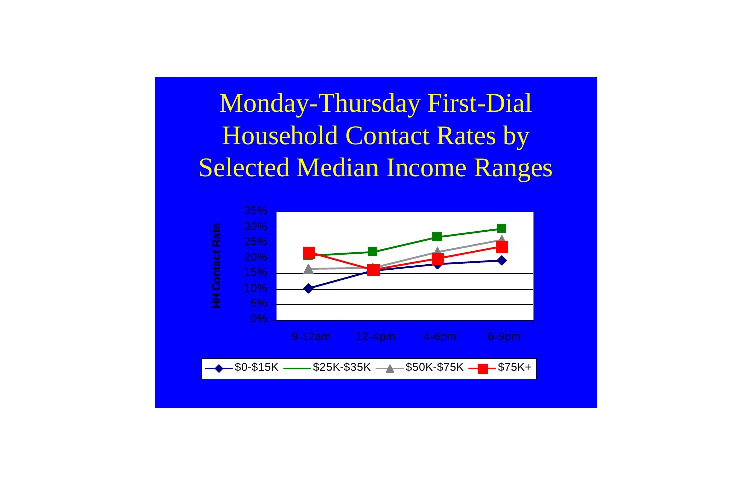# Monday-Thursday First-Dial Household Contact Rates by Selected Median Income Ranges

HH Contact Rate

35%
30%
25%
20%
15%
10%
5%
0%

9-12am | 12-4pm | 4-6pm | 6-9pm

$0-$15K | $25K-$35K | $50K-$75K | $75K+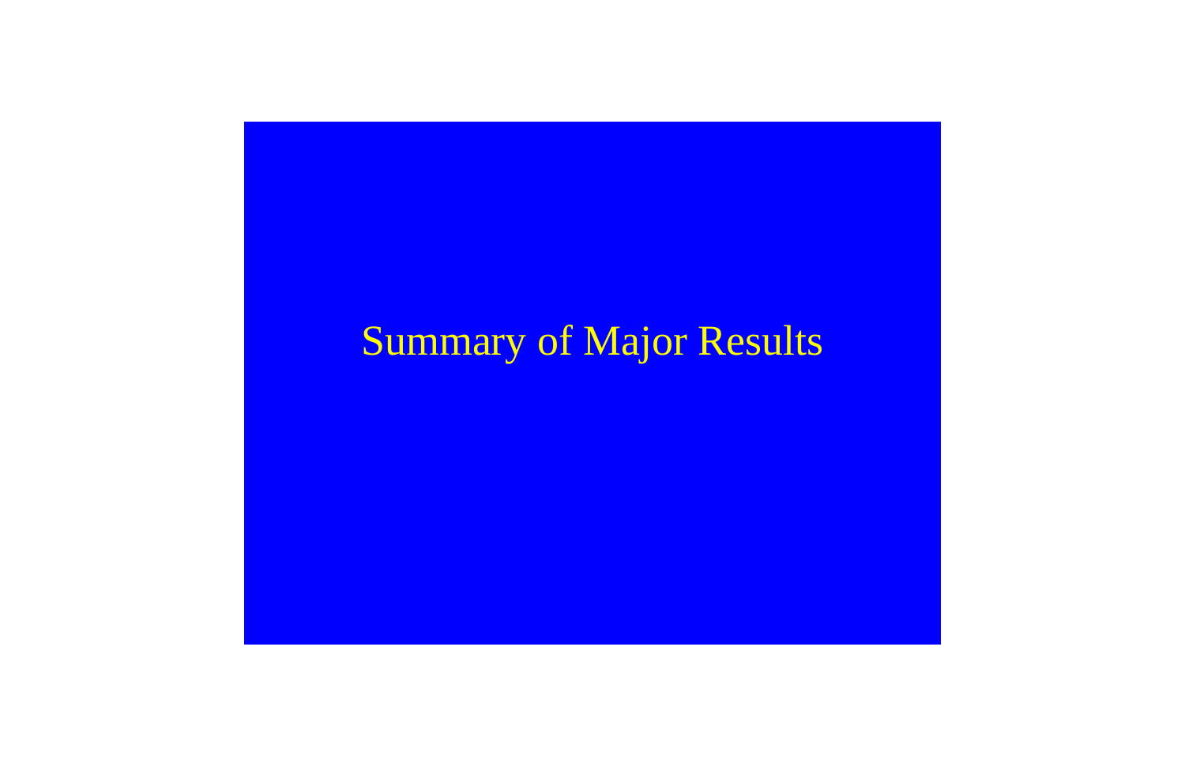# Summary of Major Results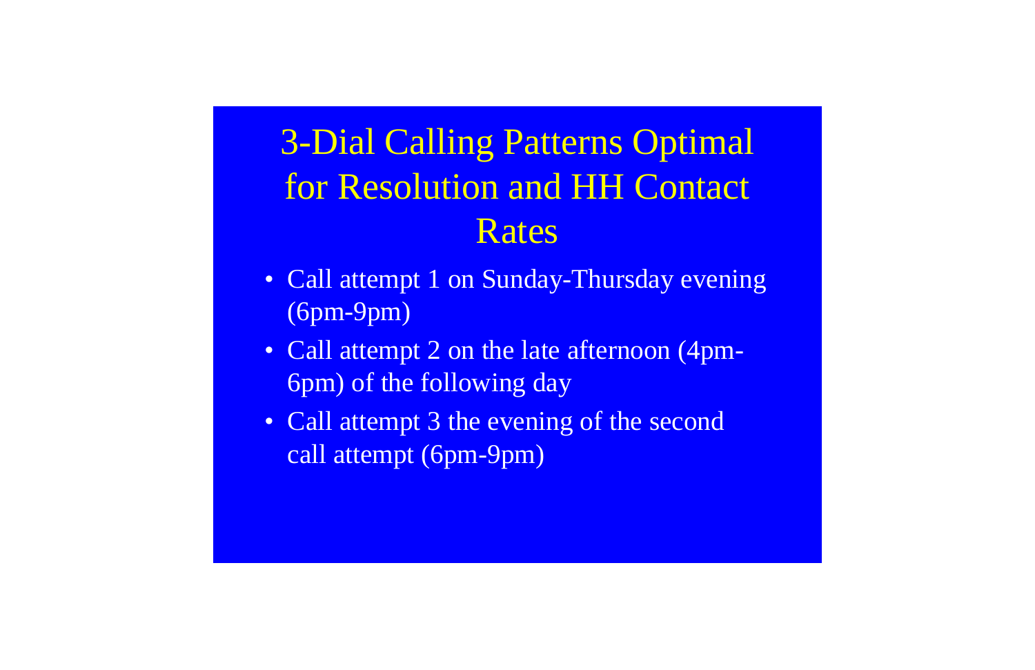# 3-Dial Calling Patterns Optimal for Resolution and HH Contact Rates

- Call attempt 1 on Sunday-Thursday evening (6pm-9pm)
- Call attempt 2 on the late afternoon (4pm-6pm) of the following day
- Call attempt 3 the evening of the second call attempt (6pm-9pm)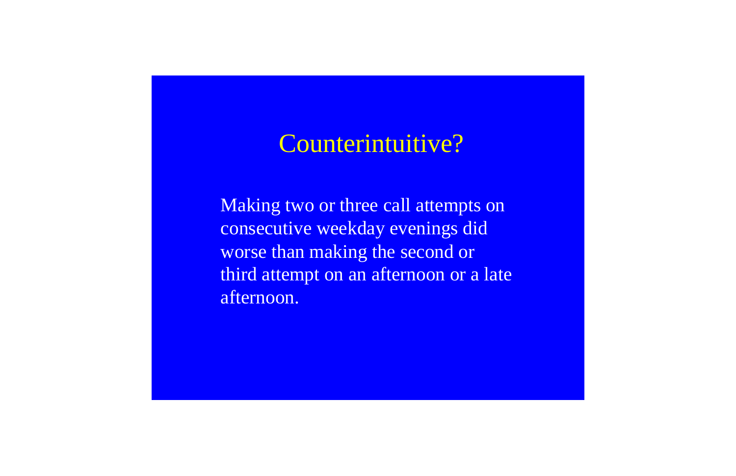# Counterintuitive?

Making two or three call attempts on consecutive weekday evenings did worse than making the second or third attempt on an afternoon or a late afternoon.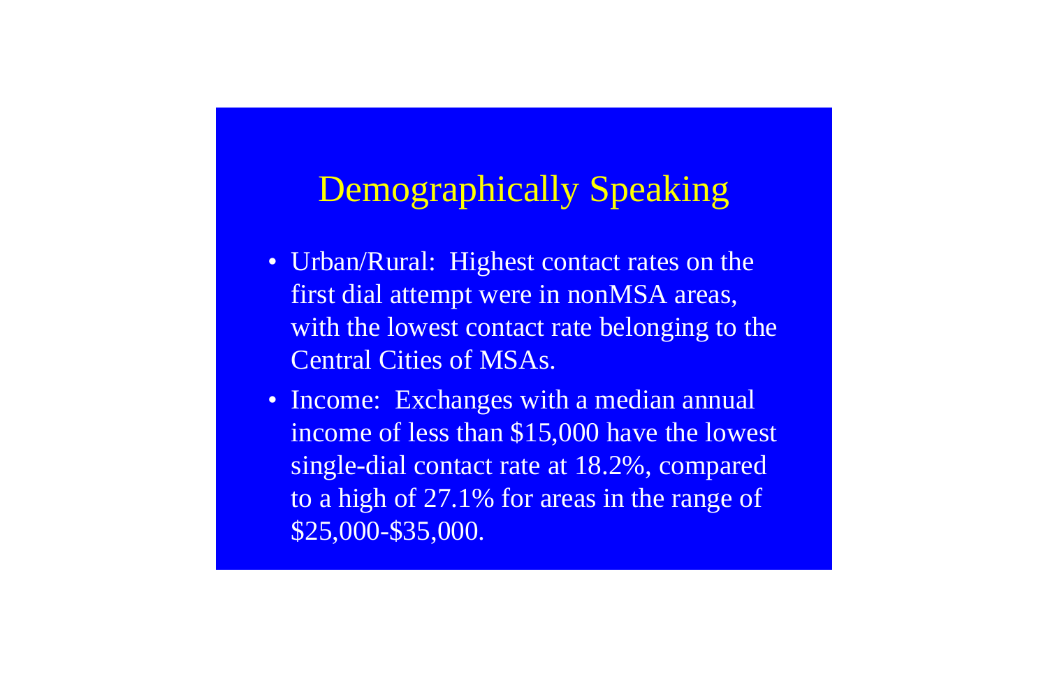# Demographically Speaking

- Urban/Rural: Highest contact rates on the first dial attempt were in nonMSA areas, with the lowest contact rate belonging to the Central Cities of MSAs.
- Income: Exchanges with a median annual income of less than $15,000 have the lowest single-dial contact rate at 18.2%, compared to a high of 27.1% for areas in the range of $25,000-$35,000.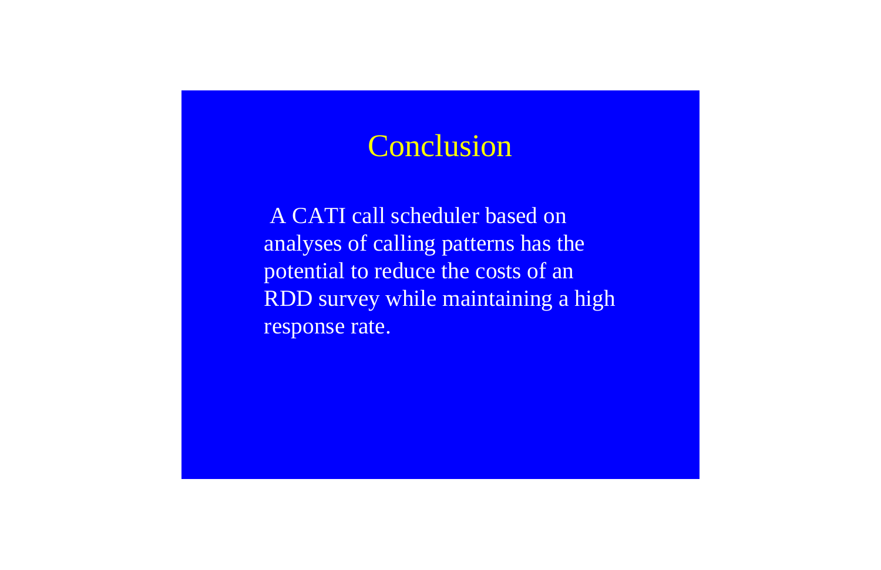# Conclusion

A CATI call scheduler based on analyses of calling patterns has the potential to reduce the costs of an RDD survey while maintaining a high response rate.